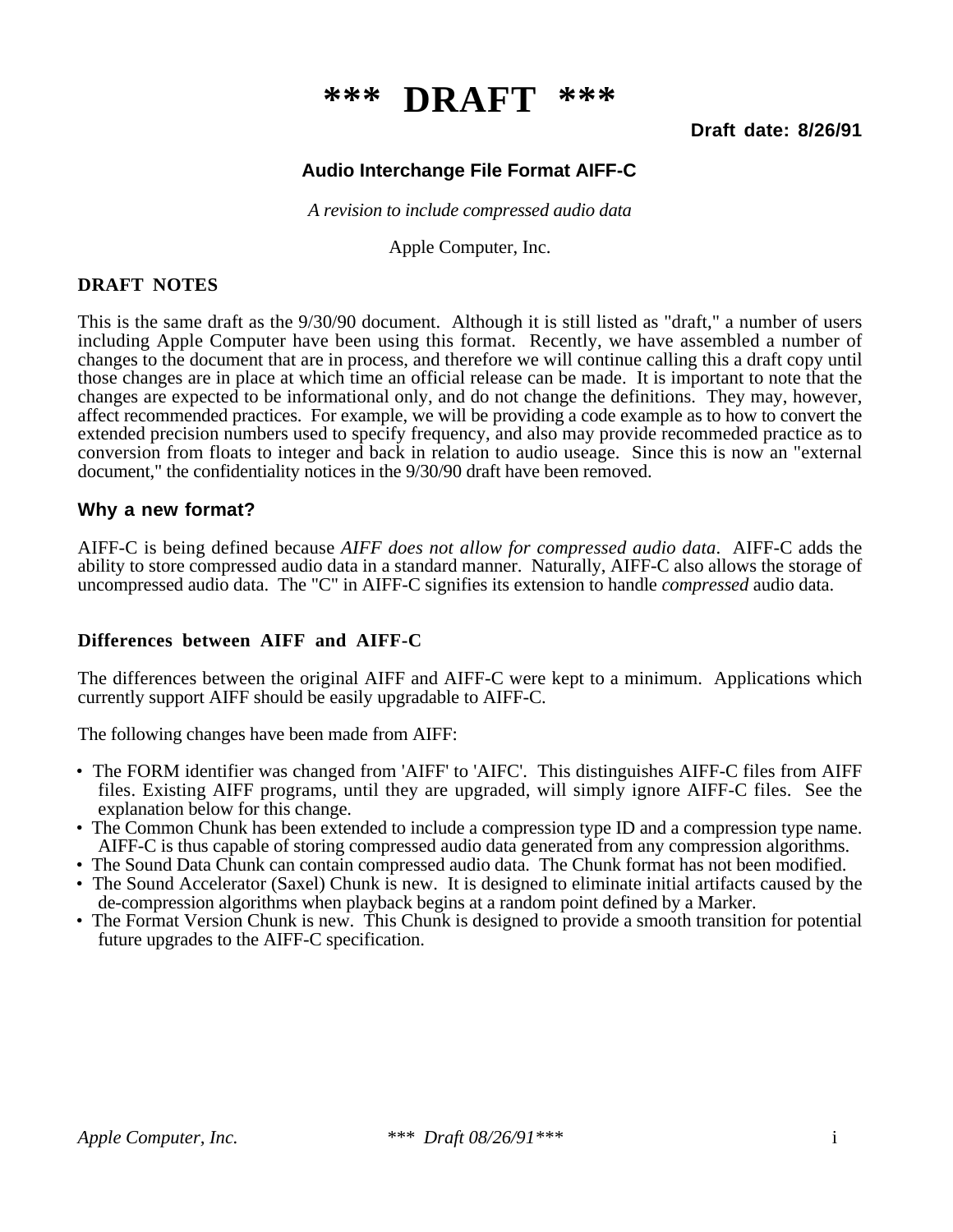# *** DRAFT ***

**Draft date: 8/26/91**

### Audio Interchange File Format AIFF-C

*A revision to include compressed audio data*

Apple Computer, Inc.

## DRAFT NOTES

This is the same draft as the 9/30/90 document. Although it is still listed as "draft," a number of users including Apple Computer have been using this format. Recently, we have assembled a number of changes to the document that are in process, and therefore we will continue calling this a draft copy until those changes are in place at which time an official release can be made. It is important to note that the changes are expected to be informational only, and do not change the definitions. They may, however, affect recommended practices. For example, we will be providing a code example as to how to convert the extended precision numbers used to specify frequency, and also may provide recommeded practice as to conversion from floats to integer and back in relation to audio useage. Since this is now an "external document," the confidentiality notices in the 9/30/90 draft have been removed.

## Why a new format?

AIFF-C is being defined because *AIFF does not allow for compressed audio data*. AIFF-C adds the ability to store compressed audio data in a standard manner. Naturally, AIFF-C also allows the storage of uncompressed audio data. The "C" in AIFF-C signifies its extension to handle *compressed* audio data.

## Differences between AIFF and AIFF-C

The differences between the original AIFF and AIFF-C were kept to a minimum. Applications which currently support AIFF should be easily upgradable to AIFF-C.

The following changes have been made from AIFF:

- The FORM identifier was changed from 'AIFF' to 'AIFC'. This distinguishes AIFF-C files from AIFF files. Existing AIFF programs, until they are upgraded, will simply ignore AIFF-C files. See the explanation below for this change.
- The Common Chunk has been extended to include a compression type ID and a compression type name. AIFF-C is thus capable of storing compressed audio data generated from any compression algorithms.
- The Sound Data Chunk can contain compressed audio data. The Chunk format has not been modified.
- The Sound Accelerator (Saxel) Chunk is new. It is designed to eliminate initial artifacts caused by the de-compression algorithms when playback begins at a random point defined by a Marker.
- The Format Version Chunk is new. This Chunk is designed to provide a smooth transition for potential future upgrades to the AIFF-C specification.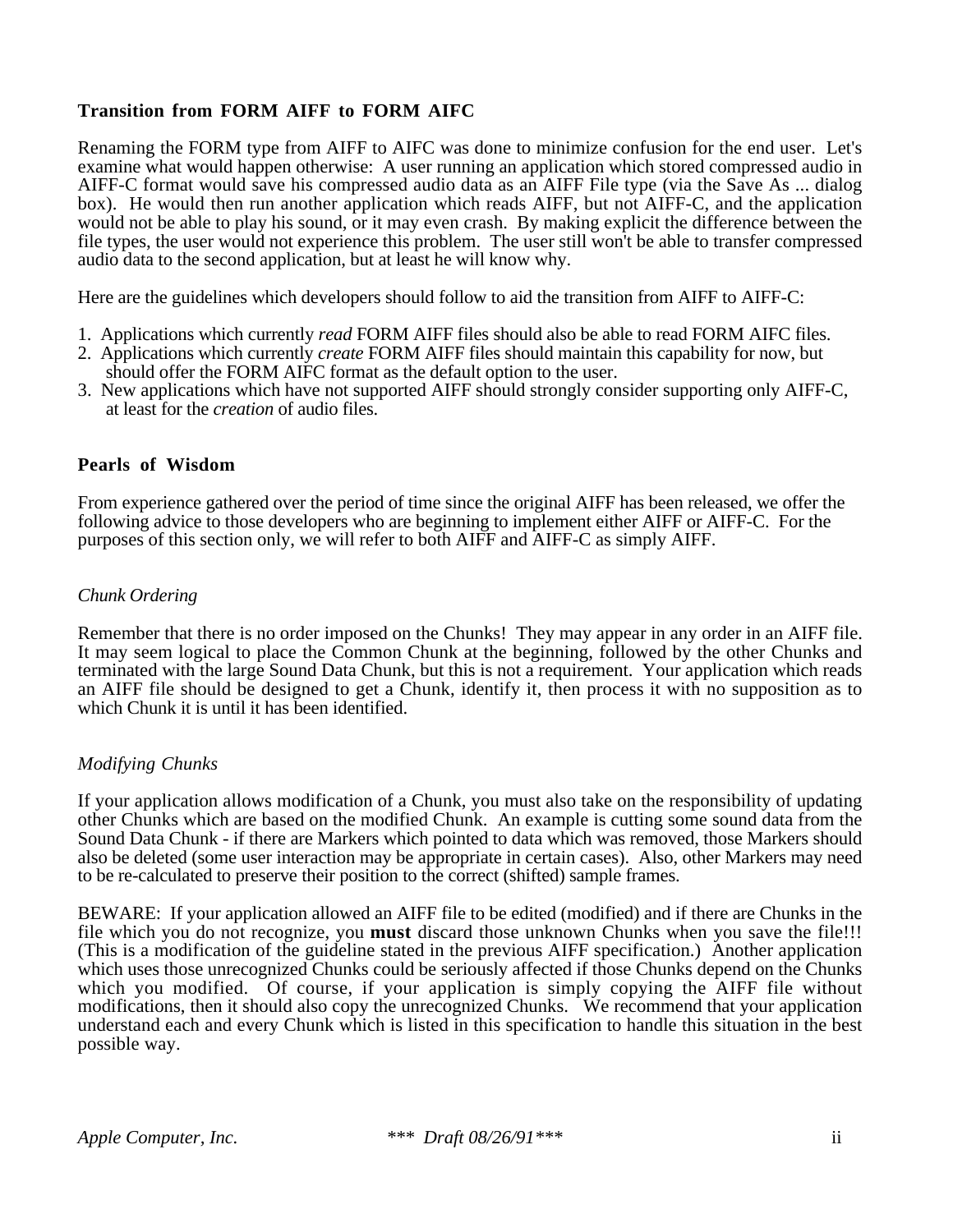## Transition from FORM AIFF to FORM AIFC

Renaming the FORM type from AIFF to AIFC was done to minimize confusion for the end user. Let's examine what would happen otherwise: A user running an application which stored compressed audio in AIFF-C format would save his compressed audio data as an AIFF File type (via the Save As ... dialog box). He would then run another application which reads AIFF, but not AIFF-C, and the application would not be able to play his sound, or it may even crash. By making explicit the difference between the file types, the user would not experience this problem. The user still won't be able to transfer compressed audio data to the second application, but at least he will know why.

Here are the guidelines which developers should follow to aid the transition from AIFF to AIFF-C:

1. Applications which currently *read* FORM AIFF files should also be able to read FORM AIFC files.
2. Applications which currently *create* FORM AIFF files should maintain this capability for now, but should offer the FORM AIFC format as the default option to the user.
3. New applications which have not supported AIFF should strongly consider supporting only AIFF-C, at least for the *creation* of audio files.

## Pearls of Wisdom

From experience gathered over the period of time since the original AIFF has been released, we offer the following advice to those developers who are beginning to implement either AIFF or AIFF-C. For the purposes of this section only, we will refer to both AIFF and AIFF-C as simply AIFF.

### *Chunk Ordering*

Remember that there is no order imposed on the Chunks! They may appear in any order in an AIFF file. It may seem logical to place the Common Chunk at the beginning, followed by the other Chunks and terminated with the large Sound Data Chunk, but this is not a requirement. Your application which reads an AIFF file should be designed to get a Chunk, identify it, then process it with no supposition as to which Chunk it is until it has been identified.

### *Modifying Chunks*

If your application allows modification of a Chunk, you must also take on the responsibility of updating other Chunks which are based on the modified Chunk. An example is cutting some sound data from the Sound Data Chunk - if there are Markers which pointed to data which was removed, those Markers should also be deleted (some user interaction may be appropriate in certain cases). Also, other Markers may need to be re-calculated to preserve their position to the correct (shifted) sample frames.

BEWARE: If your application allowed an AIFF file to be edited (modified) and if there are Chunks in the file which you do not recognize, you **must** discard those unknown Chunks when you save the file!!! (This is a modification of the guideline stated in the previous AIFF specification.) Another application which uses those unrecognized Chunks could be seriously affected if those Chunks depend on the Chunks which you modified. Of course, if your application is simply copying the AIFF file without modifications, then it should also copy the unrecognized Chunks. We recommend that your application understand each and every Chunk which is listed in this specification to handle this situation in the best possible way.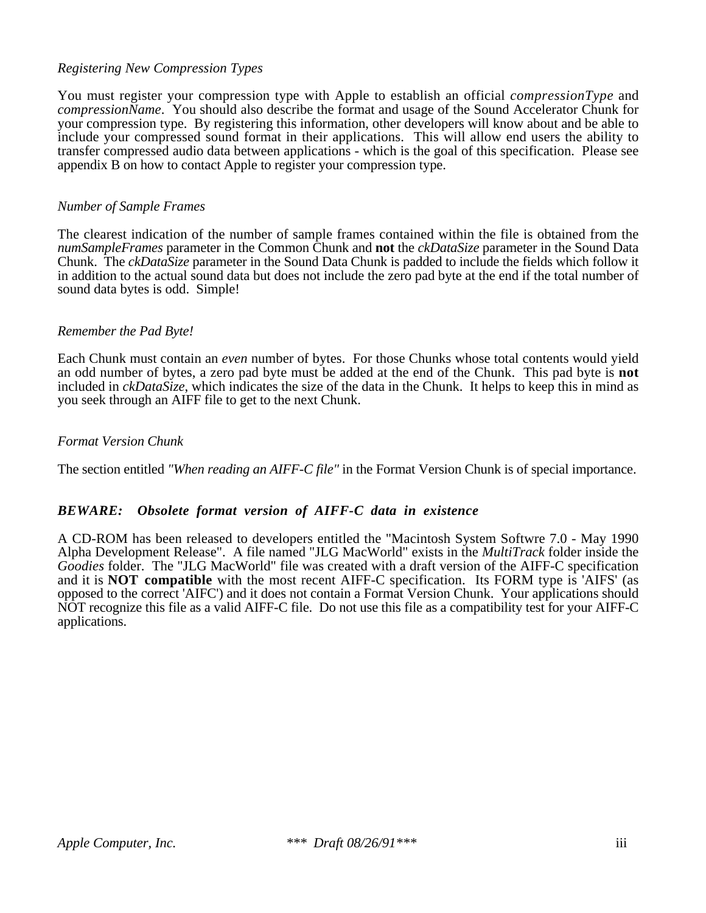*Registering New Compression Types*

You must register your compression type with Apple to establish an official *compressionType* and *compressionName*. You should also describe the format and usage of the Sound Accelerator Chunk for your compression type. By registering this information, other developers will know about and be able to include your compressed sound format in their applications. This will allow end users the ability to transfer compressed audio data between applications - which is the goal of this specification. Please see appendix B on how to contact Apple to register your compression type.

*Number of Sample Frames*

The clearest indication of the number of sample frames contained within the file is obtained from the *numSampleFrames* parameter in the Common Chunk and **not** the *ckDataSize* parameter in the Sound Data Chunk. The *ckDataSize* parameter in the Sound Data Chunk is padded to include the fields which follow it in addition to the actual sound data but does not include the zero pad byte at the end if the total number of sound data bytes is odd. Simple!

*Remember the Pad Byte!*

Each Chunk must contain an *even* number of bytes. For those Chunks whose total contents would yield an odd number of bytes, a zero pad byte must be added at the end of the Chunk. This pad byte is **not** included in *ckDataSize*, which indicates the size of the data in the Chunk. It helps to keep this in mind as you seek through an AIFF file to get to the next Chunk.

*Format Version Chunk*

The section entitled *"When reading an AIFF-C file"* in the Format Version Chunk is of special importance.

***BEWARE: Obsolete format version of AIFF-C data in existence***

A CD-ROM has been released to developers entitled the "Macintosh System Softwre 7.0 - May 1990 Alpha Development Release". A file named "JLG MacWorld" exists in the *MultiTrack* folder inside the *Goodies* folder. The "JLG MacWorld" file was created with a draft version of the AIFF-C specification and it is **NOT compatible** with the most recent AIFF-C specification. Its FORM type is 'AIFS' (as opposed to the correct 'AIFC') and it does not contain a Format Version Chunk. Your applications should NOT recognize this file as a valid AIFF-C file. Do not use this file as a compatibility test for your AIFF-C applications.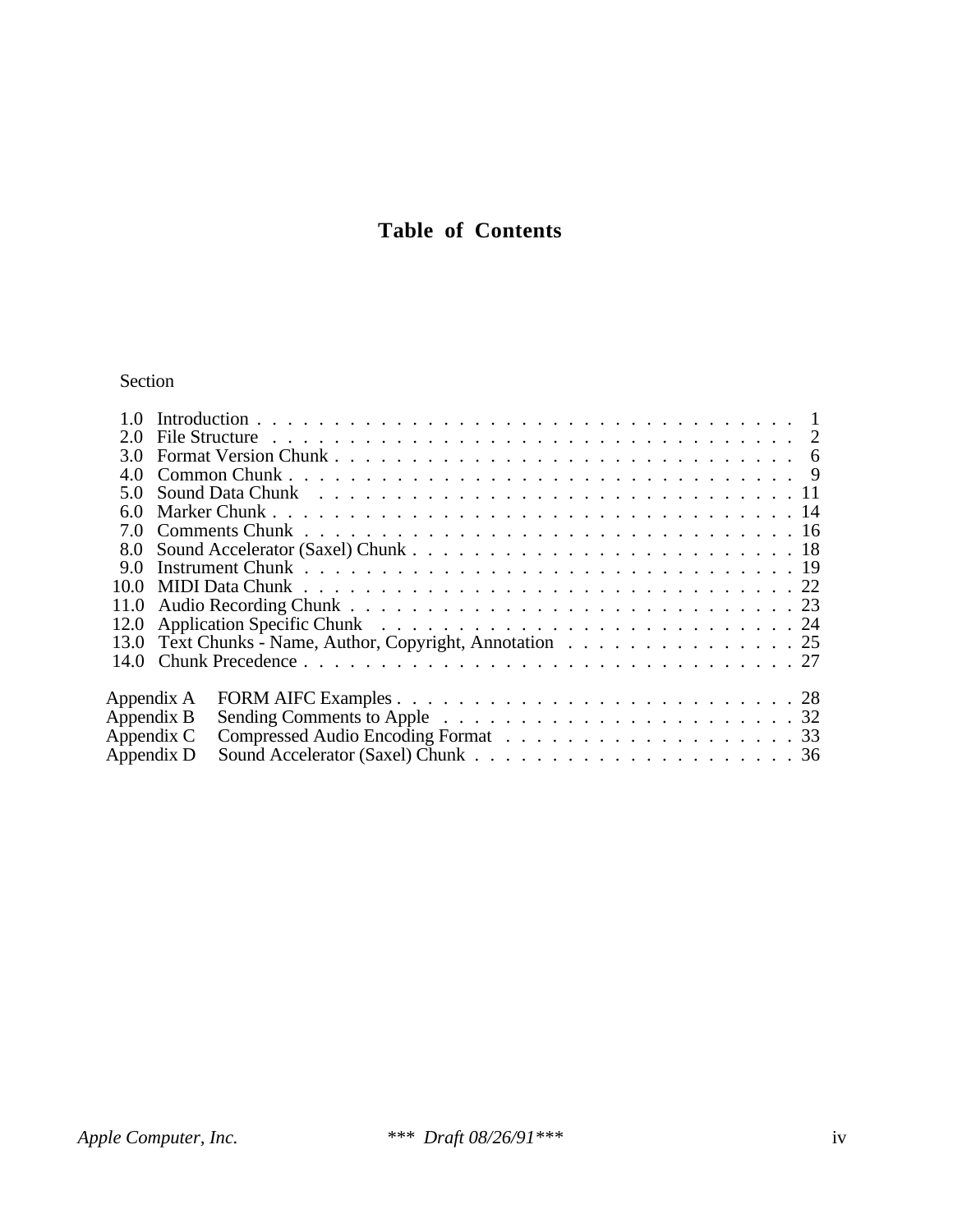# Table of Contents

Section

| | | |
|---|---|---|
| 1.0 | Introduction | 1 |
| 2.0 | File Structure | 2 |
| 3.0 | Format Version Chunk | 6 |
| 4.0 | Common Chunk | 9 |
| 5.0 | Sound Data Chunk | 11 |
| 6.0 | Marker Chunk | 14 |
| 7.0 | Comments Chunk | 16 |
| 8.0 | Sound Accelerator (Saxel) Chunk | 18 |
| 9.0 | Instrument Chunk | 19 |
| 10.0 | MIDI Data Chunk | 22 |
| 11.0 | Audio Recording Chunk | 23 |
| 12.0 | Application Specific Chunk | 24 |
| 13.0 | Text Chunks - Name, Author, Copyright, Annotation | 25 |
| 14.0 | Chunk Precedence | 27 |
| Appendix A | FORM AIFC Examples | 28 |
| Appendix B | Sending Comments to Apple | 32 |
| Appendix C | Compressed Audio Encoding Format | 33 |
| Appendix D | Sound Accelerator (Saxel) Chunk | 36 |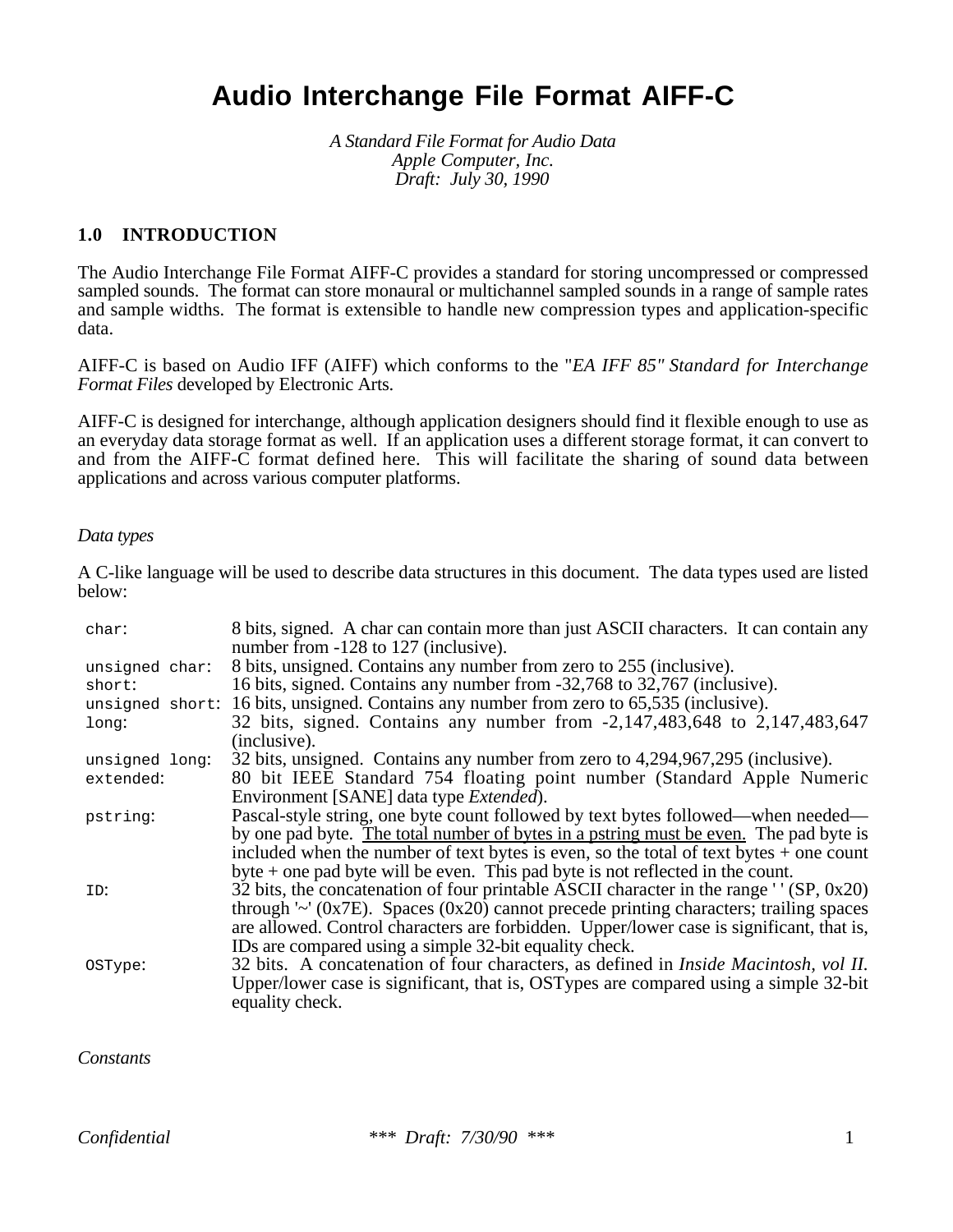# Audio Interchange File Format AIFF-C

*A Standard File Format for Audio Data*
*Apple Computer, Inc.*
*Draft: July 30, 1990*

## 1.0 INTRODUCTION

The Audio Interchange File Format AIFF-C provides a standard for storing uncompressed or compressed sampled sounds. The format can store monaural or multichannel sampled sounds in a range of sample rates and sample widths. The format is extensible to handle new compression types and application-specific data.

AIFF-C is based on Audio IFF (AIFF) which conforms to the "*EA IFF 85" Standard for Interchange Format Files* developed by Electronic Arts.

AIFF-C is designed for interchange, although application designers should find it flexible enough to use as an everyday data storage format as well. If an application uses a different storage format, it can convert to and from the AIFF-C format defined here. This will facilitate the sharing of sound data between applications and across various computer platforms.

### *Data types*

A C-like language will be used to describe data structures in this document. The data types used are listed below:

| | |
|---|---|
| `char`: | 8 bits, signed. A char can contain more than just ASCII characters. It can contain any number from -128 to 127 (inclusive). |
| `unsigned char`: | 8 bits, unsigned. Contains any number from zero to 255 (inclusive). |
| `short`: | 16 bits, signed. Contains any number from -32,768 to 32,767 (inclusive). |
| `unsigned short`: | 16 bits, unsigned. Contains any number from zero to 65,535 (inclusive). |
| `long`: | 32 bits, signed. Contains any number from -2,147,483,648 to 2,147,483,647 (inclusive). |
| `unsigned long`: | 32 bits, unsigned. Contains any number from zero to 4,294,967,295 (inclusive). |
| `extended`: | 80 bit IEEE Standard 754 floating point number (Standard Apple Numeric Environment [SANE] data type *Extended*). |
| `pstring`: | Pascal-style string, one byte count followed by text bytes followed—when needed—by one pad byte. <u>The total number of bytes in a pstring must be even.</u> The pad byte is included when the number of text bytes is even, so the total of text bytes + one count byte + one pad byte will be even. This pad byte is not reflected in the count. |
| `ID`: | 32 bits, the concatenation of four printable ASCII character in the range ' ' (SP, 0x20) through '~' (0x7E). Spaces (0x20) cannot precede printing characters; trailing spaces are allowed. Control characters are forbidden. Upper/lower case is significant, that is, IDs are compared using a simple 32-bit equality check. |
| `OSType`: | 32 bits. A concatenation of four characters, as defined in *Inside Macintosh, vol II*. Upper/lower case is significant, that is, OSTypes are compared using a simple 32-bit equality check. |

### *Constants*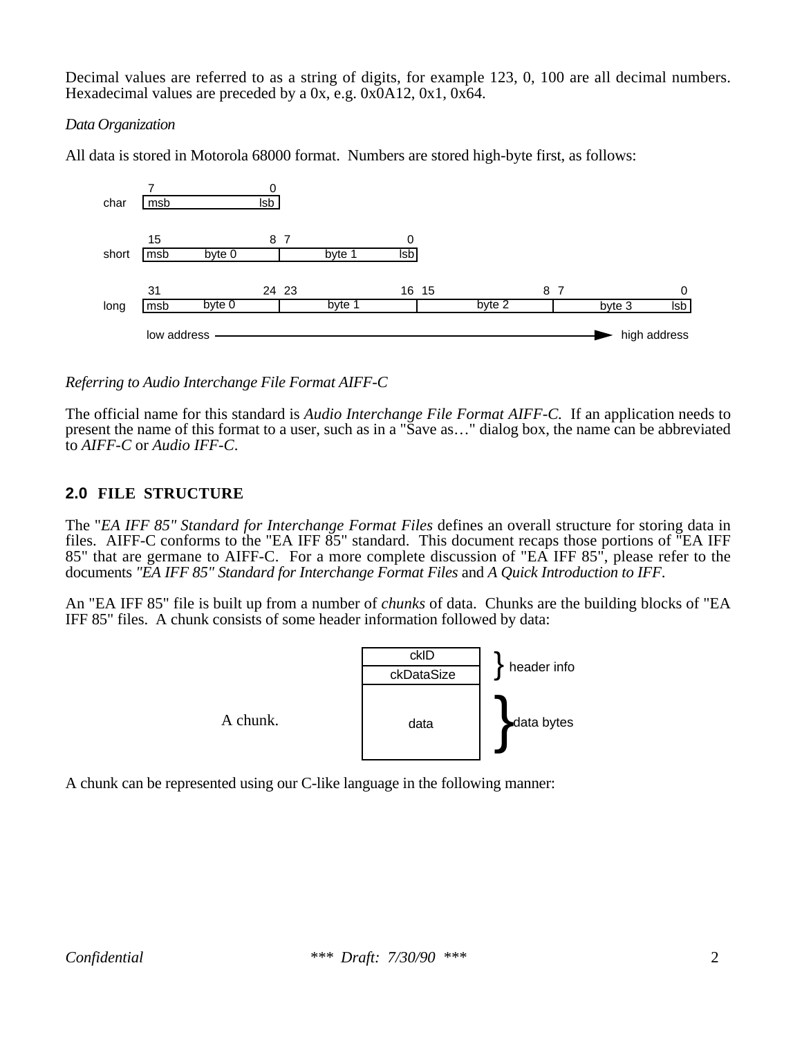Decimal values are referred to as a string of digits, for example 123, 0, 100 are all decimal numbers. Hexadecimal values are preceded by a 0x, e.g. 0x0A12, 0x1, 0x64.

*Data Organization*

All data is stored in Motorola 68000 format. Numbers are stored high-byte first, as follows:

```
        7                   0
char   |msb              lsb|

        15               8 7                0
short  |msb   byte 0      |       byte 1   lsb|

        31              24 23            16 15               8 7                0
long   |msb   byte 0      |    byte 1      |     byte 2       |       byte 3   lsb|

        low address  ------------------------------------------------>  high address
```

*Referring to Audio Interchange File Format AIFF-C*

The official name for this standard is *Audio Interchange File Format AIFF-C*. If an application needs to present the name of this format to a user, such as in a "Save as…" dialog box, the name can be abbreviated to *AIFF-C* or *Audio IFF-C*.

## 2.0 FILE STRUCTURE

The "*EA IFF 85" Standard for Interchange Format Files* defines an overall structure for storing data in files. AIFF-C conforms to the "EA IFF 85" standard. This document recaps those portions of "EA IFF 85" that are germane to AIFF-C. For a more complete discussion of "EA IFF 85", please refer to the documents *"EA IFF 85" Standard for Interchange Format Files* and *A Quick Introduction to IFF*.

An "EA IFF 85" file is built up from a number of *chunks* of data. Chunks are the building blocks of "EA IFF 85" files. A chunk consists of some header information followed by data:

```
              +------------+
              |    ckID    |  } header info
              | ckDataSize |
              +------------+
A chunk.      |            |
              |    data    |  } data bytes
              |            |
              +------------+
```

A chunk can be represented using our C-like language in the following manner: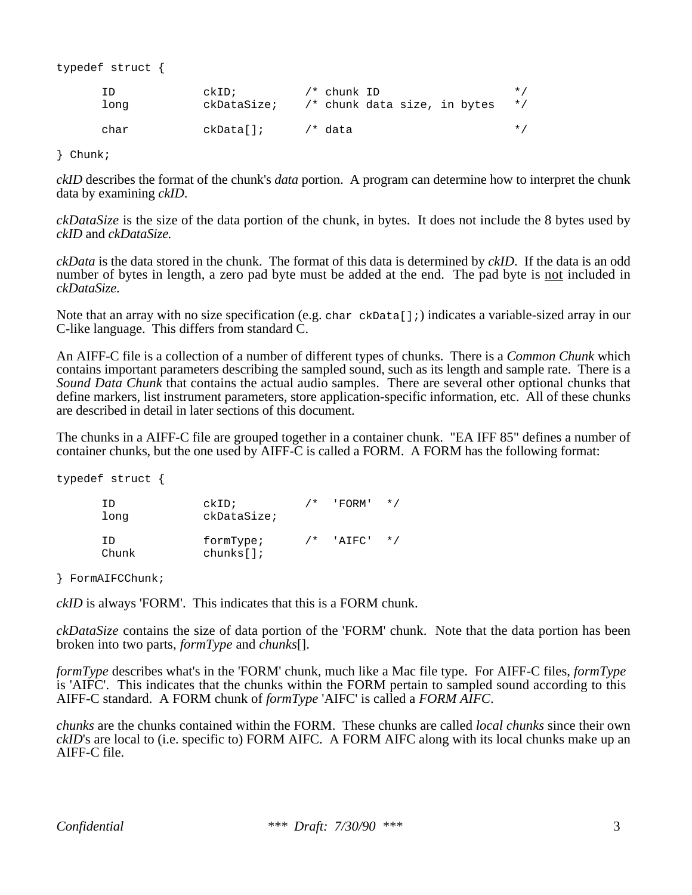```
typedef struct {

      ID            ckID;          /* chunk ID                    */
      long          ckDataSize;    /* chunk data size, in bytes   */

      char          ckData[];      /* data                        */

} Chunk;
```

*ckID* describes the format of the chunk's *data* portion. A program can determine how to interpret the chunk data by examining *ckID*.

*ckDataSize* is the size of the data portion of the chunk, in bytes. It does not include the 8 bytes used by *ckID* and *ckDataSize.*

*ckData* is the data stored in the chunk. The format of this data is determined by *ckID*. If the data is an odd number of bytes in length, a zero pad byte must be added at the end. The pad byte is <u>not</u> included in *ckDataSize*.

Note that an array with no size specification (e.g. `char ckData[];`) indicates a variable-sized array in our C-like language. This differs from standard C.

An AIFF-C file is a collection of a number of different types of chunks. There is a *Common Chunk* which contains important parameters describing the sampled sound, such as its length and sample rate. There is a *Sound Data Chunk* that contains the actual audio samples. There are several other optional chunks that define markers, list instrument parameters, store application-specific information, etc. All of these chunks are described in detail in later sections of this document.

The chunks in a AIFF-C file are grouped together in a container chunk. "EA IFF 85" defines a number of container chunks, but the one used by AIFF-C is called a FORM. A FORM has the following format:

```
typedef struct {

      ID            ckID;          /*  'FORM'  */
      long          ckDataSize;

      ID            formType;      /*  'AIFC'  */
      Chunk         chunks[];

} FormAIFCChunk;
```

*ckID* is always 'FORM'. This indicates that this is a FORM chunk.

*ckDataSize* contains the size of data portion of the 'FORM' chunk. Note that the data portion has been broken into two parts, *formType* and *chunks*[].

*formType* describes what's in the 'FORM' chunk, much like a Mac file type. For AIFF-C files, *formType* is 'AIFC'. This indicates that the chunks within the FORM pertain to sampled sound according to this AIFF-C standard. A FORM chunk of *formType* 'AIFC' is called a *FORM AIFC*.

*chunks* are the chunks contained within the FORM. These chunks are called *local chunks* since their own *ckID*'s are local to (i.e. specific to) FORM AIFC. A FORM AIFC along with its local chunks make up an AIFF-C file.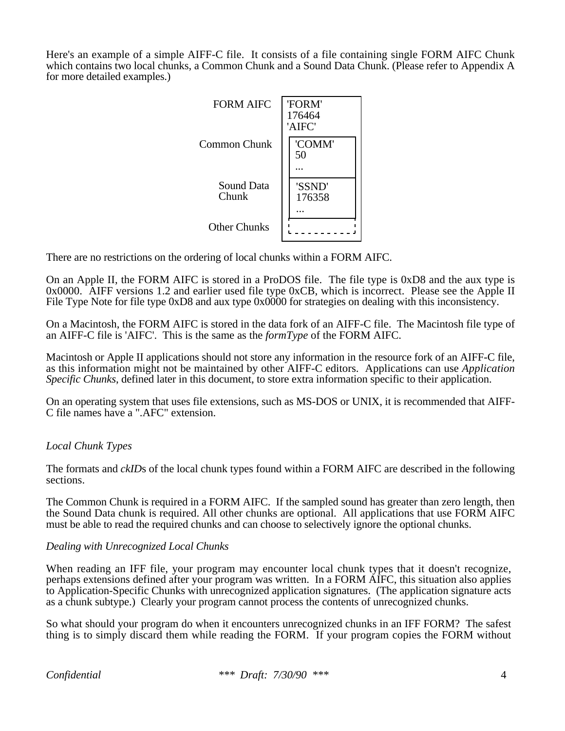Here's an example of a simple AIFF-C file. It consists of a file containing single FORM AIFC Chunk which contains two local chunks, a Common Chunk and a Sound Data Chunk. (Please refer to Appendix A for more detailed examples.)

```
FORM AIFC       'FORM'
                176464
                'AIFC'
Common Chunk      'COMM'
                  50
                  ...
Sound Data        'SSND'
Chunk             176358
                  ...
Other Chunks      - - - - - - -
```

There are no restrictions on the ordering of local chunks within a FORM AIFC.

On an Apple II, the FORM AIFC is stored in a ProDOS file. The file type is 0xD8 and the aux type is 0x0000. AIFF versions 1.2 and earlier used file type 0xCB, which is incorrect. Please see the Apple II File Type Note for file type 0xD8 and aux type 0x0000 for strategies on dealing with this inconsistency.

On a Macintosh, the FORM AIFC is stored in the data fork of an AIFF-C file. The Macintosh file type of an AIFF-C file is 'AIFC'. This is the same as the *formType* of the FORM AIFC.

Macintosh or Apple II applications should not store any information in the resource fork of an AIFF-C file, as this information might not be maintained by other AIFF-C editors. Applications can use *Application Specific Chunks*, defined later in this document, to store extra information specific to their application.

On an operating system that uses file extensions, such as MS-DOS or UNIX, it is recommended that AIFF-C file names have a ".AFC" extension.

*Local Chunk Types*

The formats and *ckID*s of the local chunk types found within a FORM AIFC are described in the following sections.

The Common Chunk is required in a FORM AIFC. If the sampled sound has greater than zero length, then the Sound Data chunk is required. All other chunks are optional. All applications that use FORM AIFC must be able to read the required chunks and can choose to selectively ignore the optional chunks.

*Dealing with Unrecognized Local Chunks*

When reading an IFF file, your program may encounter local chunk types that it doesn't recognize, perhaps extensions defined after your program was written. In a FORM AIFC, this situation also applies to Application-Specific Chunks with unrecognized application signatures. (The application signature acts as a chunk subtype.) Clearly your program cannot process the contents of unrecognized chunks.

So what should your program do when it encounters unrecognized chunks in an IFF FORM? The safest thing is to simply discard them while reading the FORM. If your program copies the FORM without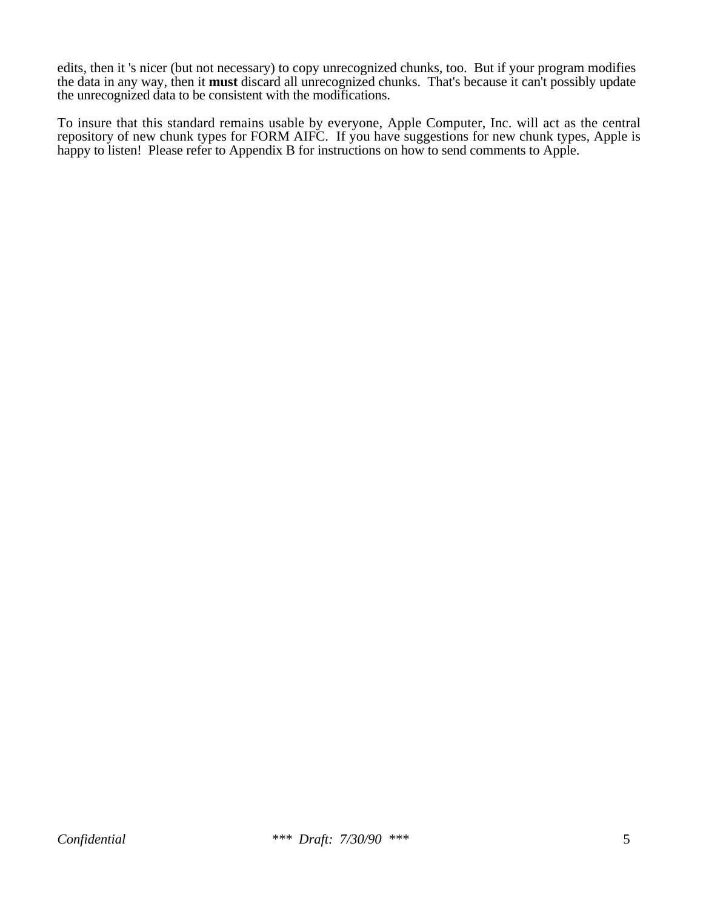edits, then it 's nicer (but not necessary) to copy unrecognized chunks, too. But if your program modifies the data in any way, then it **must** discard all unrecognized chunks. That's because it can't possibly update the unrecognized data to be consistent with the modifications.

To insure that this standard remains usable by everyone, Apple Computer, Inc. will act as the central repository of new chunk types for FORM AIFC. If you have suggestions for new chunk types, Apple is happy to listen! Please refer to Appendix B for instructions on how to send comments to Apple.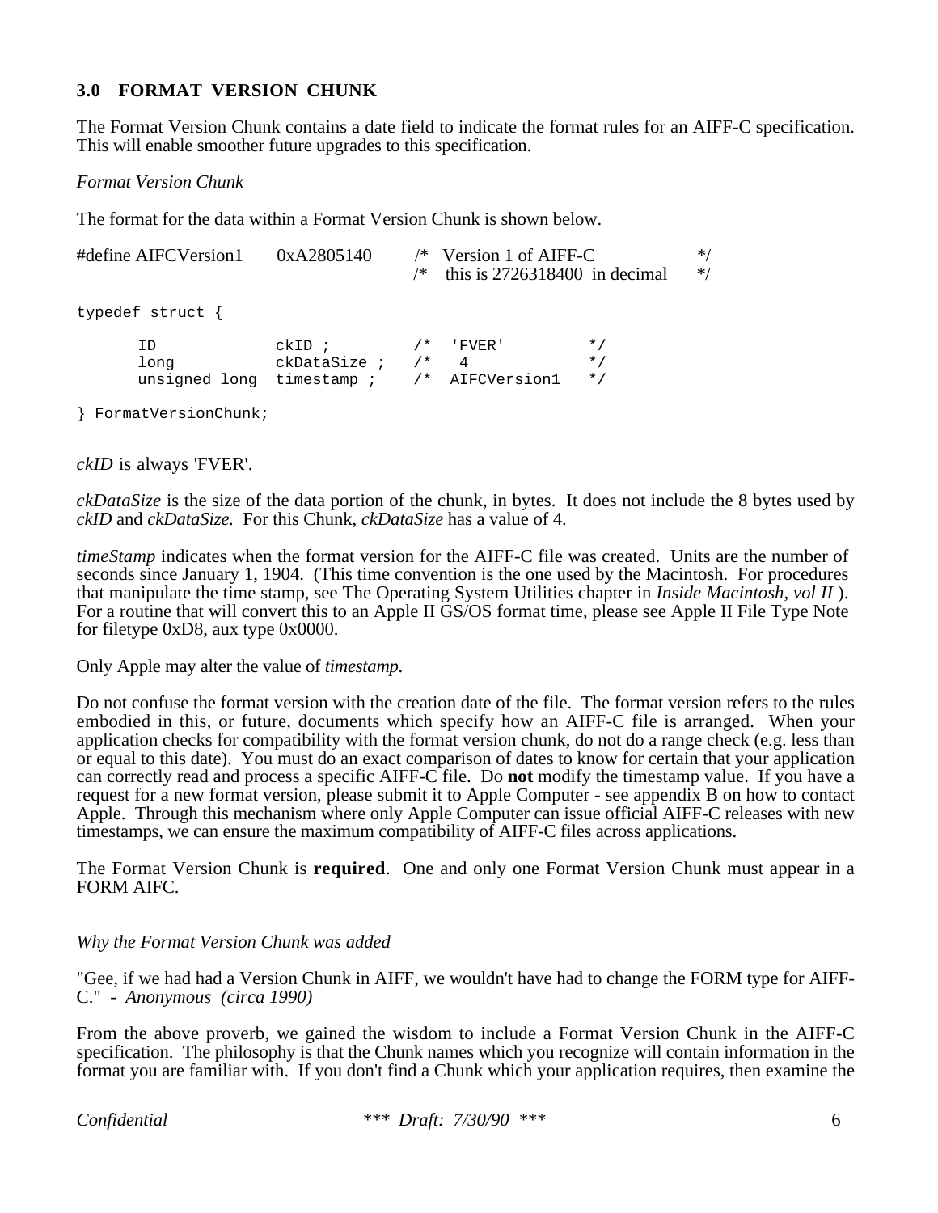### 3.0 FORMAT VERSION CHUNK

The Format Version Chunk contains a date field to indicate the format rules for an AIFF-C specification. This will enable smoother future upgrades to this specification.

*Format Version Chunk*

The format for the data within a Format Version Chunk is shown below.

```
#define AIFCVersion1    0xA2805140      /*  Version 1 of AIFF-C              */
                                        /*  this is 2726318400  in decimal    */

typedef struct {

      ID              ckID ;          /*  'FVER'          */
      long            ckDataSize ;    /*   4              */
      unsigned long   timestamp ;     /*  AIFCVersion1    */

} FormatVersionChunk;
```

*ckID* is always 'FVER'.

*ckDataSize* is the size of the data portion of the chunk, in bytes. It does not include the 8 bytes used by *ckID* and *ckDataSize.* For this Chunk, *ckDataSize* has a value of 4.

*timeStamp* indicates when the format version for the AIFF-C file was created. Units are the number of seconds since January 1, 1904. (This time convention is the one used by the Macintosh. For procedures that manipulate the time stamp, see The Operating System Utilities chapter in *Inside Macintosh, vol II* ). For a routine that will convert this to an Apple II GS/OS format time, please see Apple II File Type Note for filetype 0xD8, aux type 0x0000.

Only Apple may alter the value of *timestamp.*

Do not confuse the format version with the creation date of the file. The format version refers to the rules embodied in this, or future, documents which specify how an AIFF-C file is arranged. When your application checks for compatibility with the format version chunk, do not do a range check (e.g. less than or equal to this date). You must do an exact comparison of dates to know for certain that your application can correctly read and process a specific AIFF-C file. Do **not** modify the timestamp value. If you have a request for a new format version, please submit it to Apple Computer - see appendix B on how to contact Apple. Through this mechanism where only Apple Computer can issue official AIFF-C releases with new timestamps, we can ensure the maximum compatibility of AIFF-C files across applications.

The Format Version Chunk is **required**. One and only one Format Version Chunk must appear in a FORM AIFC.

*Why the Format Version Chunk was added*

"Gee, if we had had a Version Chunk in AIFF, we wouldn't have had to change the FORM type for AIFF-C." - *Anonymous (circa 1990)*

From the above proverb, we gained the wisdom to include a Format Version Chunk in the AIFF-C specification. The philosophy is that the Chunk names which you recognize will contain information in the format you are familiar with. If you don't find a Chunk which your application requires, then examine the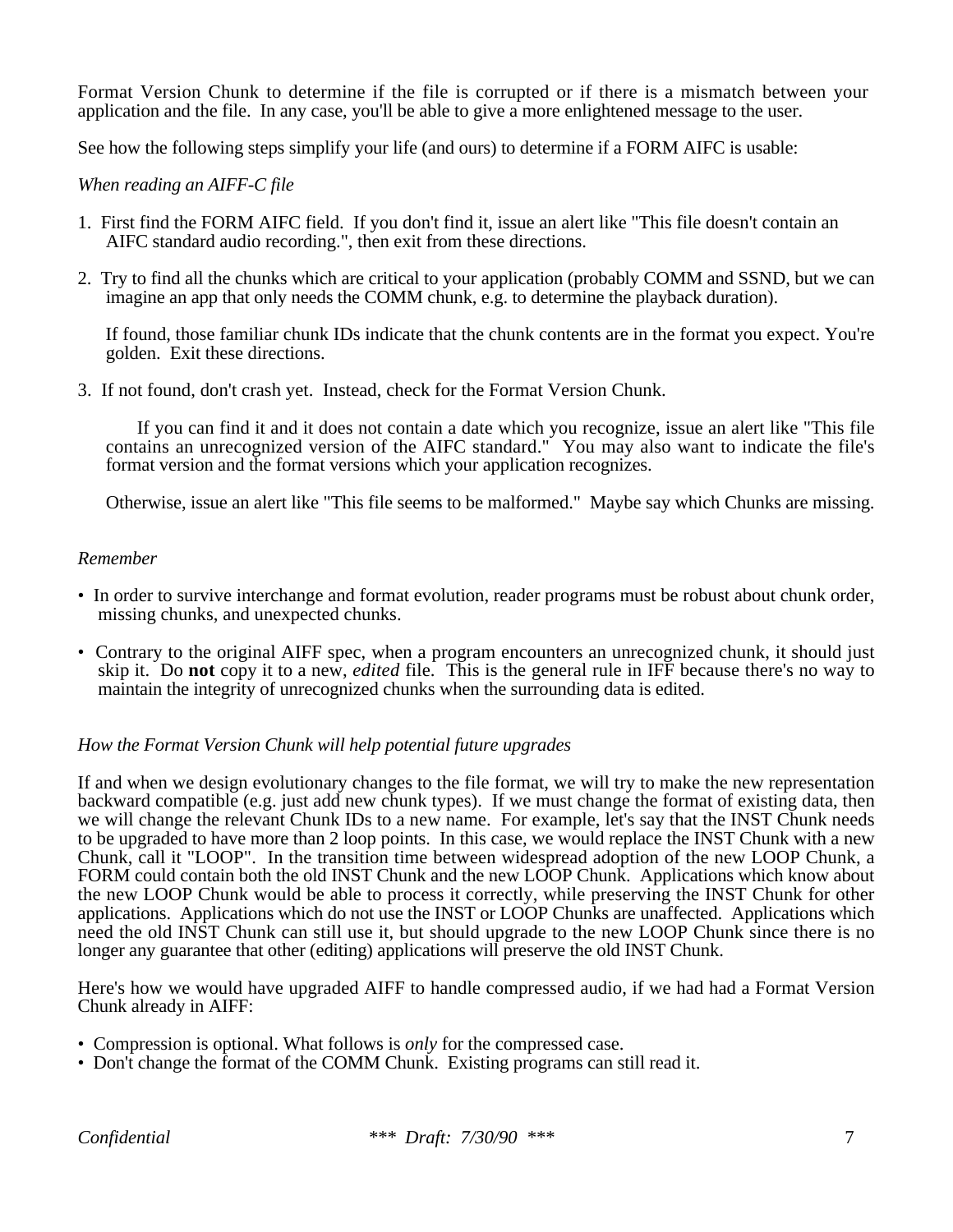Format Version Chunk to determine if the file is corrupted or if there is a mismatch between your application and the file. In any case, you'll be able to give a more enlightened message to the user.

See how the following steps simplify your life (and ours) to determine if a FORM AIFC is usable:

*When reading an AIFF-C file*

1. First find the FORM AIFC field. If you don't find it, issue an alert like "This file doesn't contain an AIFC standard audio recording.", then exit from these directions.

2. Try to find all the chunks which are critical to your application (probably COMM and SSND, but we can imagine an app that only needs the COMM chunk, e.g. to determine the playback duration).

   If found, those familiar chunk IDs indicate that the chunk contents are in the format you expect. You're golden. Exit these directions.

3. If not found, don't crash yet. Instead, check for the Format Version Chunk.

   If you can find it and it does not contain a date which you recognize, issue an alert like "This file contains an unrecognized version of the AIFC standard." You may also want to indicate the file's format version and the format versions which your application recognizes.

   Otherwise, issue an alert like "This file seems to be malformed." Maybe say which Chunks are missing.

*Remember*

- In order to survive interchange and format evolution, reader programs must be robust about chunk order, missing chunks, and unexpected chunks.

- Contrary to the original AIFF spec, when a program encounters an unrecognized chunk, it should just skip it. Do **not** copy it to a new, *edited* file. This is the general rule in IFF because there's no way to maintain the integrity of unrecognized chunks when the surrounding data is edited.

*How the Format Version Chunk will help potential future upgrades*

If and when we design evolutionary changes to the file format, we will try to make the new representation backward compatible (e.g. just add new chunk types). If we must change the format of existing data, then we will change the relevant Chunk IDs to a new name. For example, let's say that the INST Chunk needs to be upgraded to have more than 2 loop points. In this case, we would replace the INST Chunk with a new Chunk, call it "LOOP". In the transition time between widespread adoption of the new LOOP Chunk, a FORM could contain both the old INST Chunk and the new LOOP Chunk. Applications which know about the new LOOP Chunk would be able to process it correctly, while preserving the INST Chunk for other applications. Applications which do not use the INST or LOOP Chunks are unaffected. Applications which need the old INST Chunk can still use it, but should upgrade to the new LOOP Chunk since there is no longer any guarantee that other (editing) applications will preserve the old INST Chunk.

Here's how we would have upgraded AIFF to handle compressed audio, if we had had a Format Version Chunk already in AIFF:

- Compression is optional. What follows is *only* for the compressed case.
- Don't change the format of the COMM Chunk. Existing programs can still read it.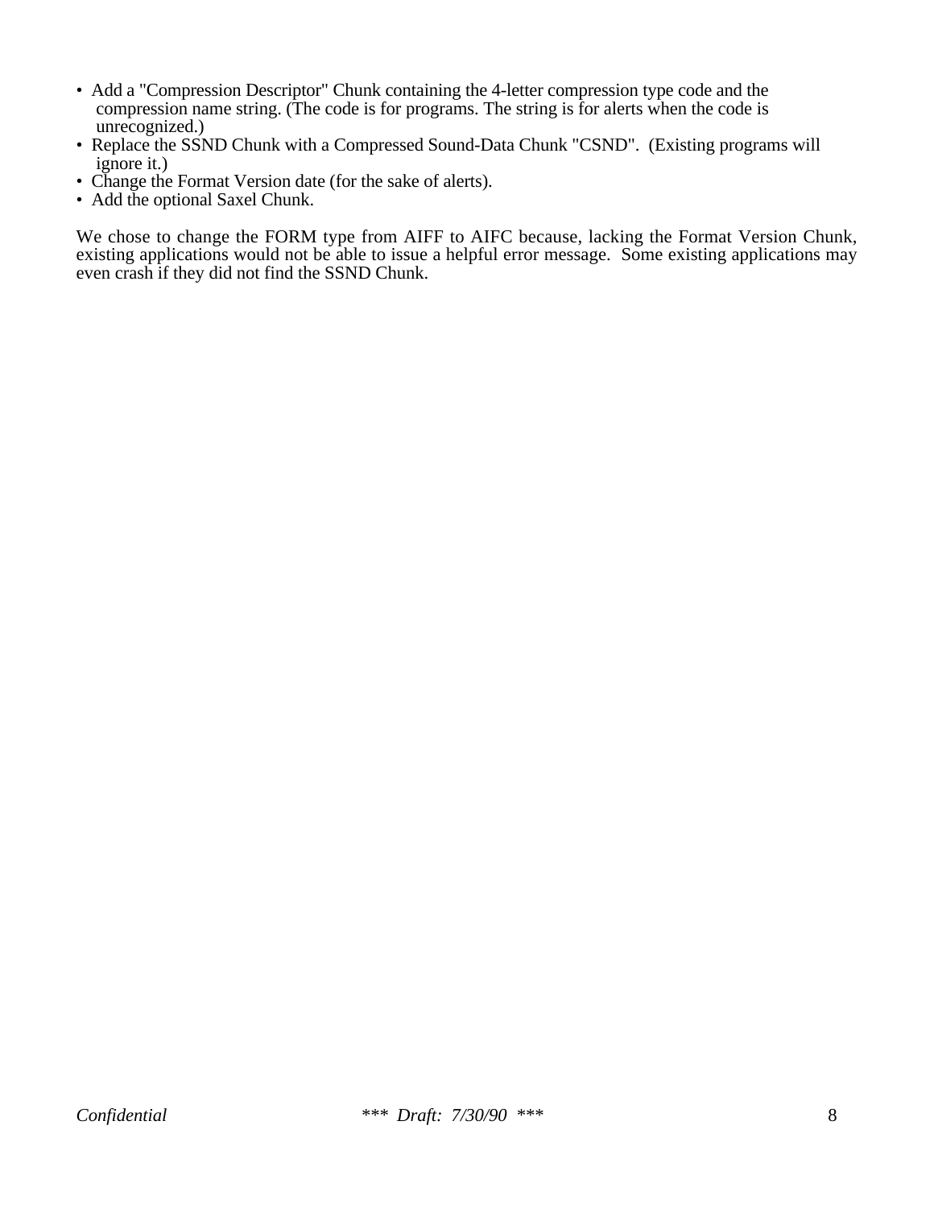- Add a "Compression Descriptor" Chunk containing the 4-letter compression type code and the compression name string. (The code is for programs. The string is for alerts when the code is unrecognized.)
- Replace the SSND Chunk with a Compressed Sound-Data Chunk "CSND". (Existing programs will ignore it.)
- Change the Format Version date (for the sake of alerts).
- Add the optional Saxel Chunk.

We chose to change the FORM type from AIFF to AIFC because, lacking the Format Version Chunk, existing applications would not be able to issue a helpful error message. Some existing applications may even crash if they did not find the SSND Chunk.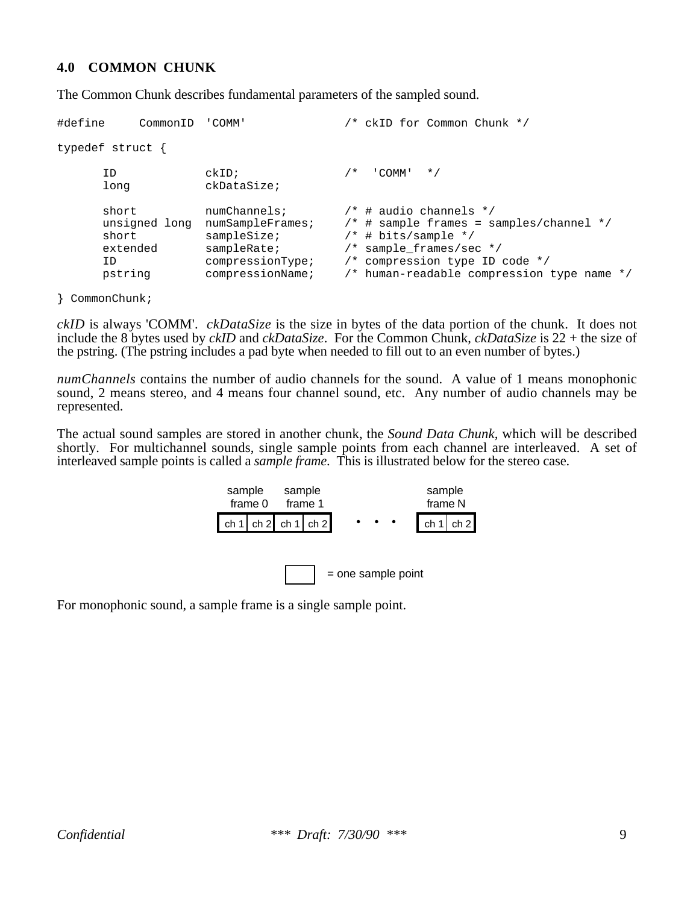## 4.0 COMMON CHUNK

The Common Chunk describes fundamental parameters of the sampled sound.

```
#define     CommonID  'COMM'             /* ckID for Common Chunk */

typedef struct {

      ID            ckID;                /*  'COMM'  */
      long          ckDataSize;

      short         numChannels;         /* # audio channels */
      unsigned long numSampleFrames;     /* # sample frames = samples/channel */
      short         sampleSize;          /* # bits/sample */
      extended      sampleRate;          /* sample_frames/sec */
      ID            compressionType;     /* compression type ID code */
      pstring       compressionName;     /* human-readable compression type name */

} CommonChunk;
```

*ckID* is always 'COMM'. *ckDataSize* is the size in bytes of the data portion of the chunk. It does not include the 8 bytes used by *ckID* and *ckDataSize*. For the Common Chunk, *ckDataSize* is 22 + the size of the pstring. (The pstring includes a pad byte when needed to fill out to an even number of bytes.)

*numChannels* contains the number of audio channels for the sound. A value of 1 means monophonic sound, 2 means stereo, and 4 means four channel sound, etc. Any number of audio channels may be represented.

The actual sound samples are stored in another chunk, the *Sound Data Chunk*, which will be described shortly. For multichannel sounds, single sample points from each channel are interleaved. A set of interleaved sample points is called a *sample frame*. This is illustrated below for the stereo case.

```
  sample     sample                  sample
  frame 0    frame 1                 frame N
 | ch 1 | ch 2 | ch 1 | ch 2 |  • • •  | ch 1 | ch 2 |

                 |    | = one sample point
```

For monophonic sound, a sample frame is a single sample point.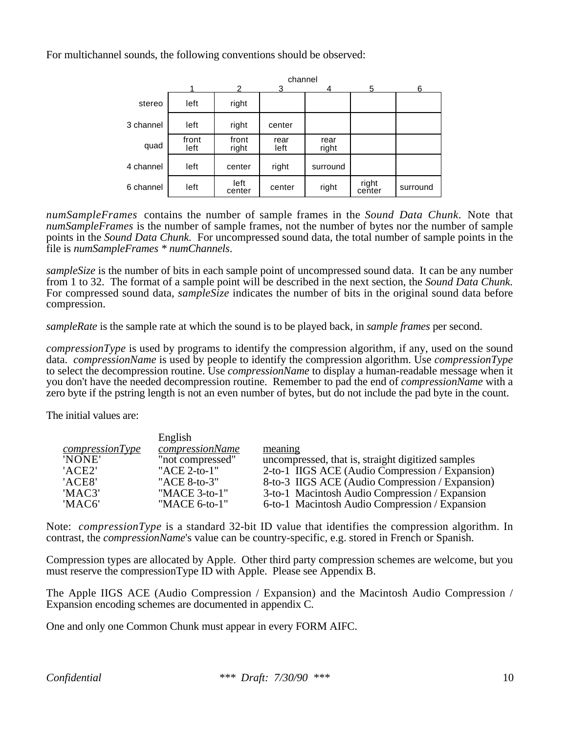For multichannel sounds, the following conventions should be observed:

| | channel 1 | 2 | 3 | 4 | 5 | 6 |
|---|---|---|---|---|---|---|
| stereo | left | right | | | | |
| 3 channel | left | right | center | | | |
| quad | front left | front right | rear left | rear right | | |
| 4 channel | left | center | right | surround | | |
| 6 channel | left | left center | center | right | right center | surround |

*numSampleFrames* contains the number of sample frames in the *Sound Data Chunk*. Note that *numSampleFrames* is the number of sample frames, not the number of bytes nor the number of sample points in the *Sound Data Chunk*. For uncompressed sound data, the total number of sample points in the file is *numSampleFrames* * *numChannels*.

*sampleSize* is the number of bits in each sample point of uncompressed sound data. It can be any number from 1 to 32. The format of a sample point will be described in the next section, the *Sound Data Chunk.* For compressed sound data, *sampleSize* indicates the number of bits in the original sound data before compression.

*sampleRate* is the sample rate at which the sound is to be played back, in *sample frames* per second.

*compressionType* is used by programs to identify the compression algorithm, if any, used on the sound data. *compressionName* is used by people to identify the compression algorithm. Use *compressionType* to select the decompression routine. Use *compressionName* to display a human-readable message when it you don't have the needed decompression routine. Remember to pad the end of *compressionName* with a zero byte if the pstring length is not an even number of bytes, but do not include the pad byte in the count.

The initial values are:

| *compressionType* | English *compressionName* | meaning |
|---|---|---|
| 'NONE' | "not compressed" | uncompressed, that is, straight digitized samples |
| 'ACE2' | "ACE 2-to-1" | 2-to-1 IIGS ACE (Audio Compression / Expansion) |
| 'ACE8' | "ACE 8-to-3" | 8-to-3 IIGS ACE (Audio Compression / Expansion) |
| 'MAC3' | "MACE 3-to-1" | 3-to-1 Macintosh Audio Compression / Expansion |
| 'MAC6' | "MACE 6-to-1" | 6-to-1 Macintosh Audio Compression / Expansion |

Note: *compressionType* is a standard 32-bit ID value that identifies the compression algorithm. In contrast, the *compressionName*'s value can be country-specific, e.g. stored in French or Spanish.

Compression types are allocated by Apple. Other third party compression schemes are welcome, but you must reserve the compressionType ID with Apple. Please see Appendix B.

The Apple IIGS ACE (Audio Compression / Expansion) and the Macintosh Audio Compression / Expansion encoding schemes are documented in appendix C.

One and only one Common Chunk must appear in every FORM AIFC.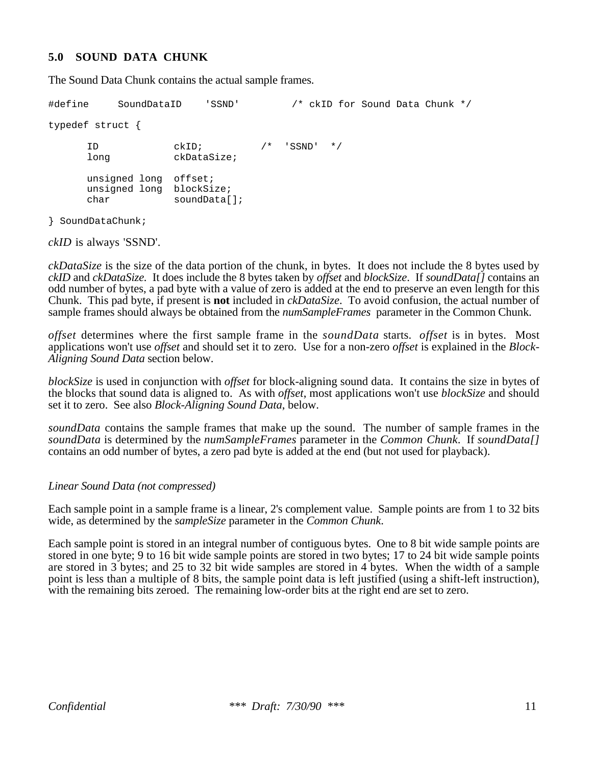## 5.0 SOUND DATA CHUNK

The Sound Data Chunk contains the actual sample frames.

```
#define     SoundDataID    'SSND'         /* ckID for Sound Data Chunk */

typedef struct {

      ID            ckID;          /*  'SSND'  */
      long          ckDataSize;

      unsigned long  offset;
      unsigned long  blockSize;
      char           soundData[];

} SoundDataChunk;
```

*ckID* is always 'SSND'.

*ckDataSize* is the size of the data portion of the chunk, in bytes. It does not include the 8 bytes used by *ckID* and *ckDataSize.* It does include the 8 bytes taken by *offset* and *blockSize*. If *soundData[]* contains an odd number of bytes, a pad byte with a value of zero is added at the end to preserve an even length for this Chunk. This pad byte, if present is **not** included in *ckDataSize*. To avoid confusion, the actual number of sample frames should always be obtained from the *numSampleFrames* parameter in the Common Chunk.

*offset* determines where the first sample frame in the *soundData* starts. *offset* is in bytes. Most applications won't use *offset* and should set it to zero. Use for a non-zero *offset* is explained in the *Block-Aligning Sound Data* section below.

*blockSize* is used in conjunction with *offset* for block-aligning sound data. It contains the size in bytes of the blocks that sound data is aligned to. As with *offset*, most applications won't use *blockSize* and should set it to zero. See also *Block-Aligning Sound Data*, below.

*soundData* contains the sample frames that make up the sound. The number of sample frames in the *soundData* is determined by the *numSampleFrames* parameter in the *Common Chunk*. If *soundData[]* contains an odd number of bytes, a zero pad byte is added at the end (but not used for playback).

*Linear Sound Data (not compressed)*

Each sample point in a sample frame is a linear, 2's complement value. Sample points are from 1 to 32 bits wide, as determined by the *sampleSize* parameter in the *Common Chunk*.

Each sample point is stored in an integral number of contiguous bytes. One to 8 bit wide sample points are stored in one byte; 9 to 16 bit wide sample points are stored in two bytes; 17 to 24 bit wide sample points are stored in 3 bytes; and 25 to 32 bit wide samples are stored in 4 bytes. When the width of a sample point is less than a multiple of 8 bits, the sample point data is left justified (using a shift-left instruction), with the remaining bits zeroed. The remaining low-order bits at the right end are set to zero.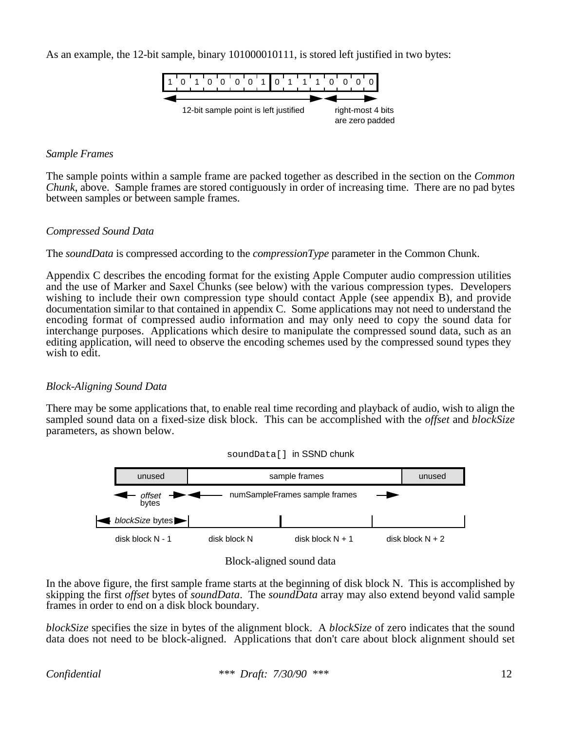As an example, the 12-bit sample, binary 101000010111, is stored left justified in two bytes:

| 1 | 0 | 1 | 0 | 0 | 0 | 0 | 1 | 0 | 1 | 1 | 1 | 0 | 0 | 0 | 0 |
|---|---|---|---|---|---|---|---|---|---|---|---|---|---|---|---|

12-bit sample point is left justified — right-most 4 bits are zero padded

*Sample Frames*

The sample points within a sample frame are packed together as described in the section on the *Common Chunk*, above. Sample frames are stored contiguously in order of increasing time. There are no pad bytes between samples or between sample frames.

*Compressed Sound Data*

The *soundData* is compressed according to the *compressionType* parameter in the Common Chunk.

Appendix C describes the encoding format for the existing Apple Computer audio compression utilities and the use of Marker and Saxel Chunks (see below) with the various compression types. Developers wishing to include their own compression type should contact Apple (see appendix B), and provide documentation similar to that contained in appendix C. Some applications may not need to understand the encoding format of compressed audio information and may only need to copy the sound data for interchange purposes. Applications which desire to manipulate the compressed sound data, such as an editing application, will need to observe the encoding schemes used by the compressed sound types they wish to edit.

*Block-Aligning Sound Data*

There may be some applications that, to enable real time recording and playback of audio, wish to align the sampled sound data on a fixed-size disk block. This can be accomplished with the *offset* and *blockSize* parameters, as shown below.

`soundData[]` in SSND chunk

| unused | sample frames | unused |
|---|---|---|
| *offset* bytes | numSampleFrames sample frames | |

*blockSize* bytes

disk block N - 1 | disk block N | disk block N + 1 | disk block N + 2

Block-aligned sound data

In the above figure, the first sample frame starts at the beginning of disk block N. This is accomplished by skipping the first *offset* bytes of *soundData*. The *soundData* array may also extend beyond valid sample frames in order to end on a disk block boundary.

*blockSize* specifies the size in bytes of the alignment block. A *blockSize* of zero indicates that the sound data does not need to be block-aligned. Applications that don't care about block alignment should set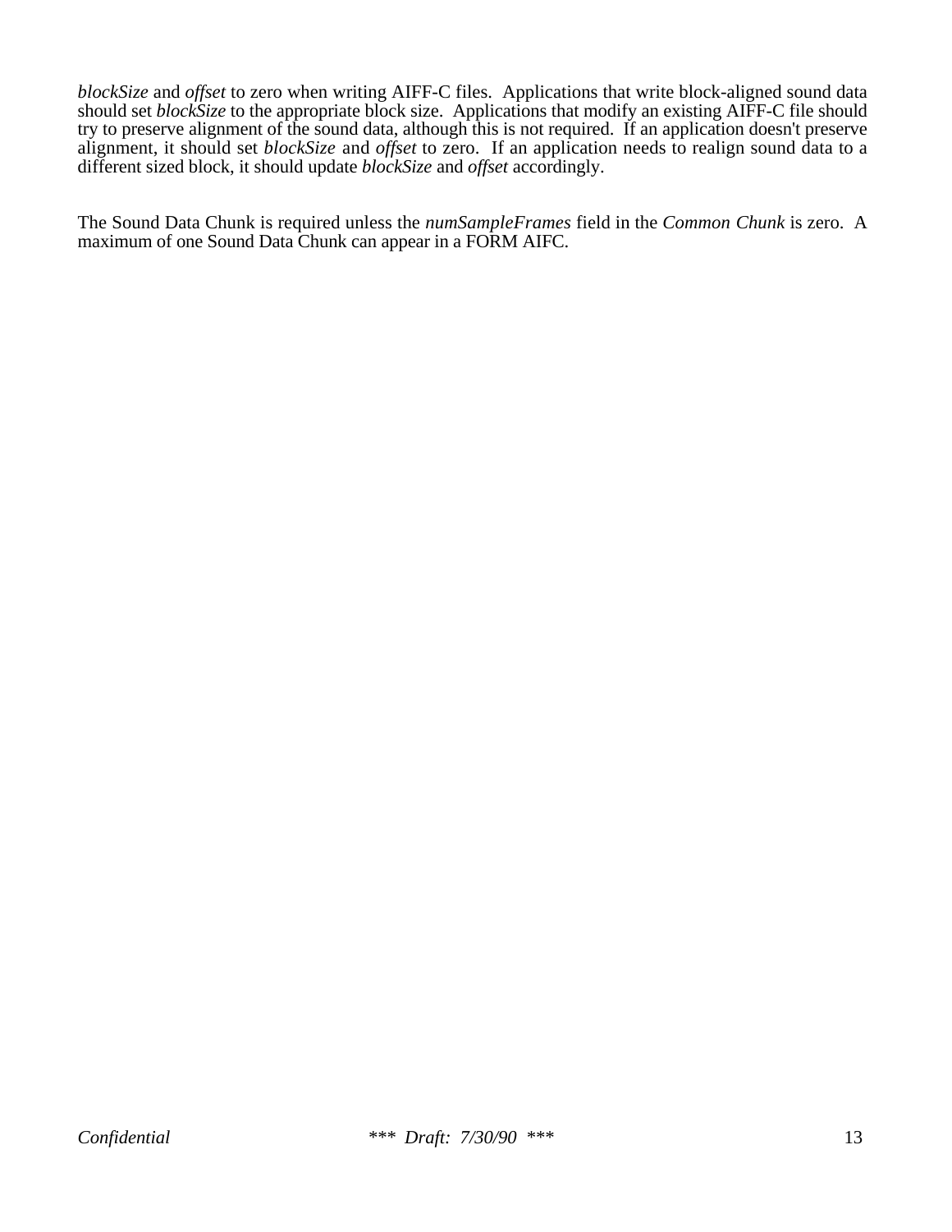*blockSize* and *offset* to zero when writing AIFF-C files. Applications that write block-aligned sound data should set *blockSize* to the appropriate block size. Applications that modify an existing AIFF-C file should try to preserve alignment of the sound data, although this is not required. If an application doesn't preserve alignment, it should set *blockSize* and *offset* to zero. If an application needs to realign sound data to a different sized block, it should update *blockSize* and *offset* accordingly.

The Sound Data Chunk is required unless the *numSampleFrames* field in the *Common Chunk* is zero. A maximum of one Sound Data Chunk can appear in a FORM AIFC.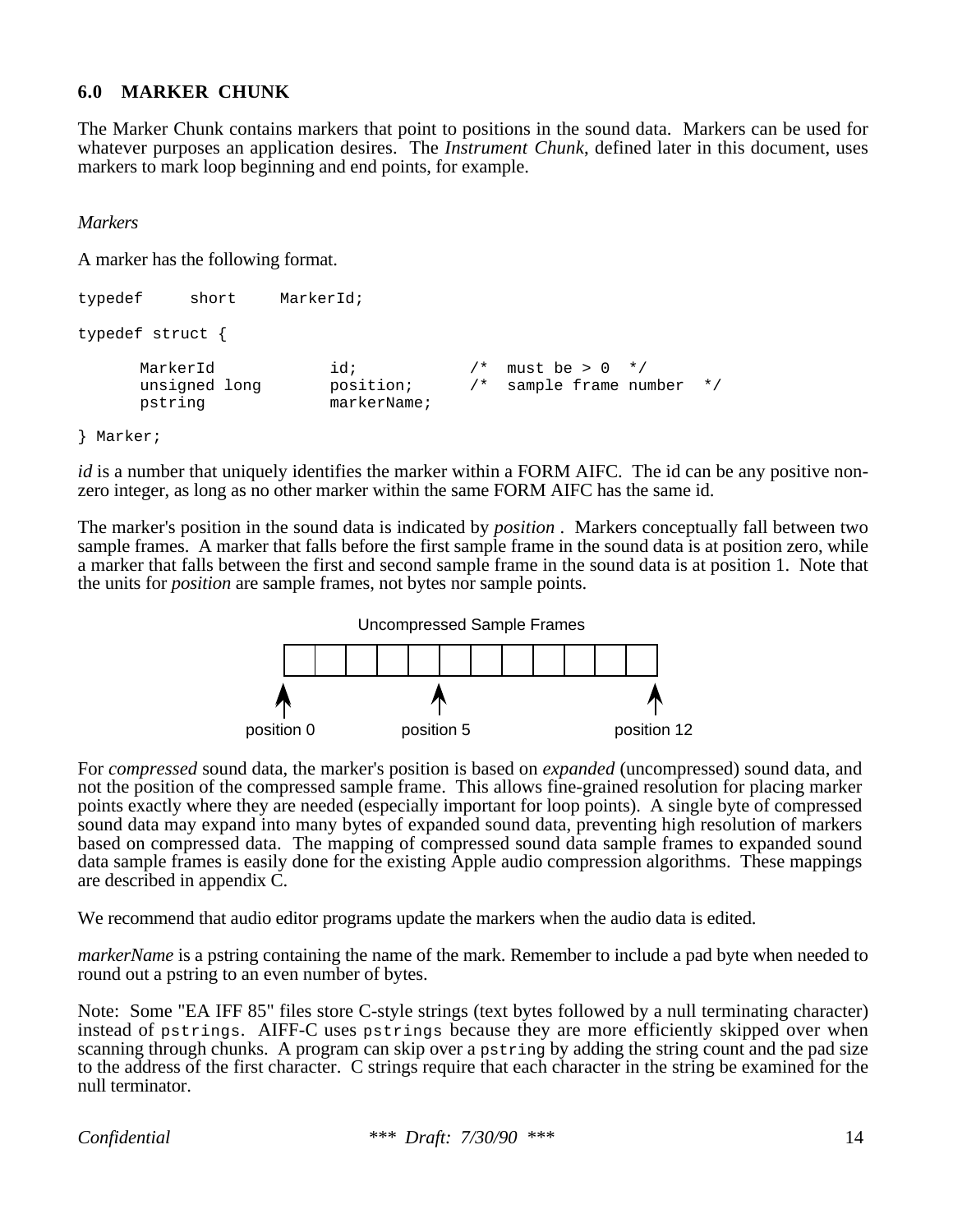## 6.0 MARKER CHUNK

The Marker Chunk contains markers that point to positions in the sound data. Markers can be used for whatever purposes an application desires. The *Instrument Chunk*, defined later in this document, uses markers to mark loop beginning and end points, for example.

*Markers*

A marker has the following format.

```
typedef     short     MarkerId;

typedef struct {

      MarkerId           id;            /*  must be > 0  */
      unsigned long      position;      /*  sample frame number  */
      pstring            markerName;

} Marker;
```

*id* is a number that uniquely identifies the marker within a FORM AIFC. The id can be any positive non-zero integer, as long as no other marker within the same FORM AIFC has the same id.

The marker's position in the sound data is indicated by *position* . Markers conceptually fall between two sample frames. A marker that falls before the first sample frame in the sound data is at position zero, while a marker that falls between the first and second sample frame in the sound data is at position 1. Note that the units for *position* are sample frames, not bytes nor sample points.

Uncompressed Sample Frames

position 0 position 5 position 12

For *compressed* sound data, the marker's position is based on *expanded* (uncompressed) sound data, and not the position of the compressed sample frame. This allows fine-grained resolution for placing marker points exactly where they are needed (especially important for loop points). A single byte of compressed sound data may expand into many bytes of expanded sound data, preventing high resolution of markers based on compressed data. The mapping of compressed sound data sample frames to expanded sound data sample frames is easily done for the existing Apple audio compression algorithms. These mappings are described in appendix C.

We recommend that audio editor programs update the markers when the audio data is edited.

*markerName* is a pstring containing the name of the mark. Remember to include a pad byte when needed to round out a pstring to an even number of bytes.

Note: Some "EA IFF 85" files store C-style strings (text bytes followed by a null terminating character) instead of `pstrings`. AIFF-C uses `pstrings` because they are more efficiently skipped over when scanning through chunks. A program can skip over a `pstring` by adding the string count and the pad size to the address of the first character. C strings require that each character in the string be examined for the null terminator.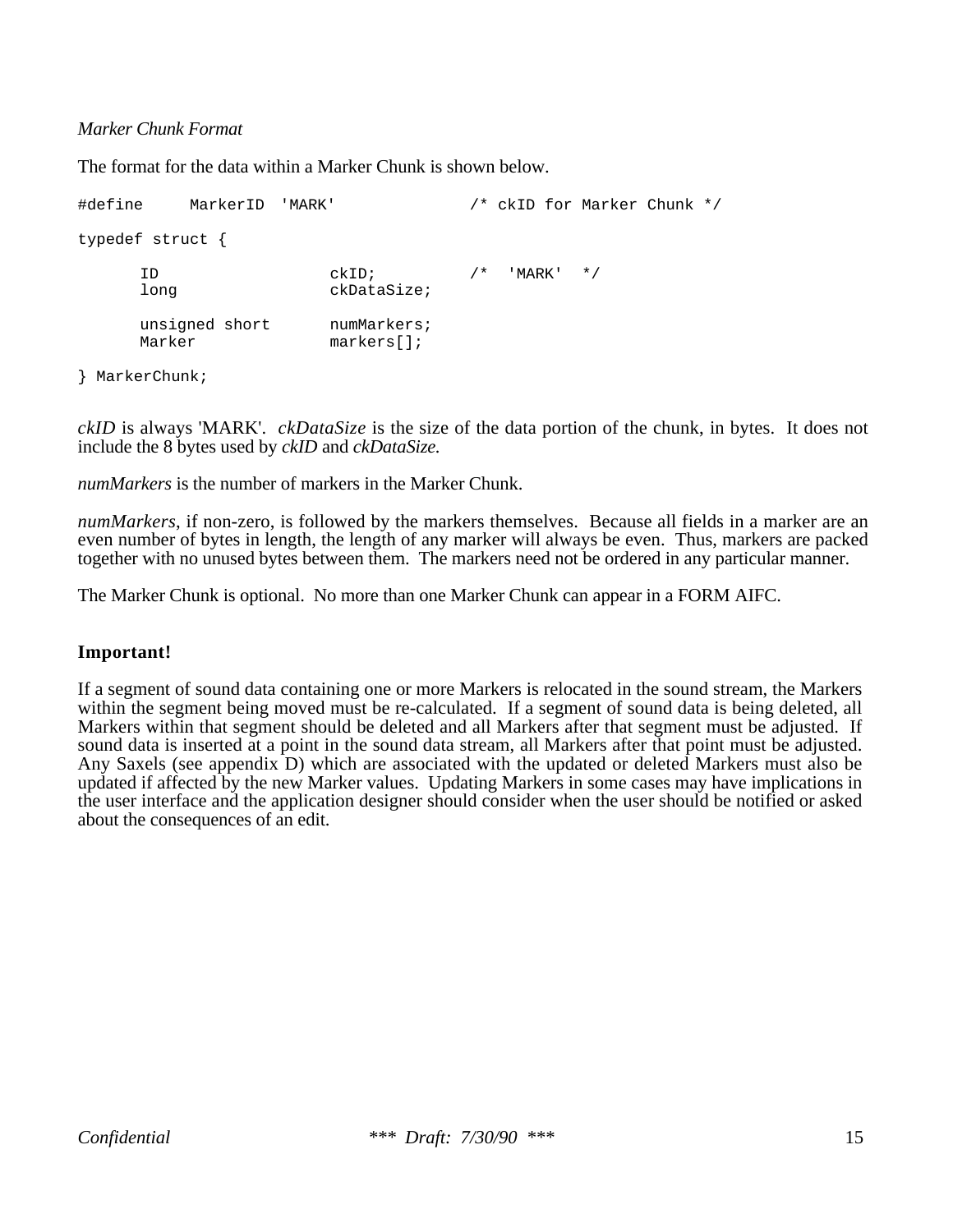*Marker Chunk Format*

The format for the data within a Marker Chunk is shown below.

```
#define     MarkerID  'MARK'              /* ckID for Marker Chunk */

typedef struct {

      ID                  ckID;          /*  'MARK'  */
      long                ckDataSize;

      unsigned short      numMarkers;
      Marker              markers[];

} MarkerChunk;
```

*ckID* is always 'MARK'. *ckDataSize* is the size of the data portion of the chunk, in bytes. It does not include the 8 bytes used by *ckID* and *ckDataSize.*

*numMarkers* is the number of markers in the Marker Chunk.

*numMarkers*, if non-zero, is followed by the markers themselves. Because all fields in a marker are an even number of bytes in length, the length of any marker will always be even. Thus, markers are packed together with no unused bytes between them. The markers need not be ordered in any particular manner.

The Marker Chunk is optional. No more than one Marker Chunk can appear in a FORM AIFC.

**Important!**

If a segment of sound data containing one or more Markers is relocated in the sound stream, the Markers within the segment being moved must be re-calculated. If a segment of sound data is being deleted, all Markers within that segment should be deleted and all Markers after that segment must be adjusted. If sound data is inserted at a point in the sound data stream, all Markers after that point must be adjusted. Any Saxels (see appendix D) which are associated with the updated or deleted Markers must also be updated if affected by the new Marker values. Updating Markers in some cases may have implications in the user interface and the application designer should consider when the user should be notified or asked about the consequences of an edit.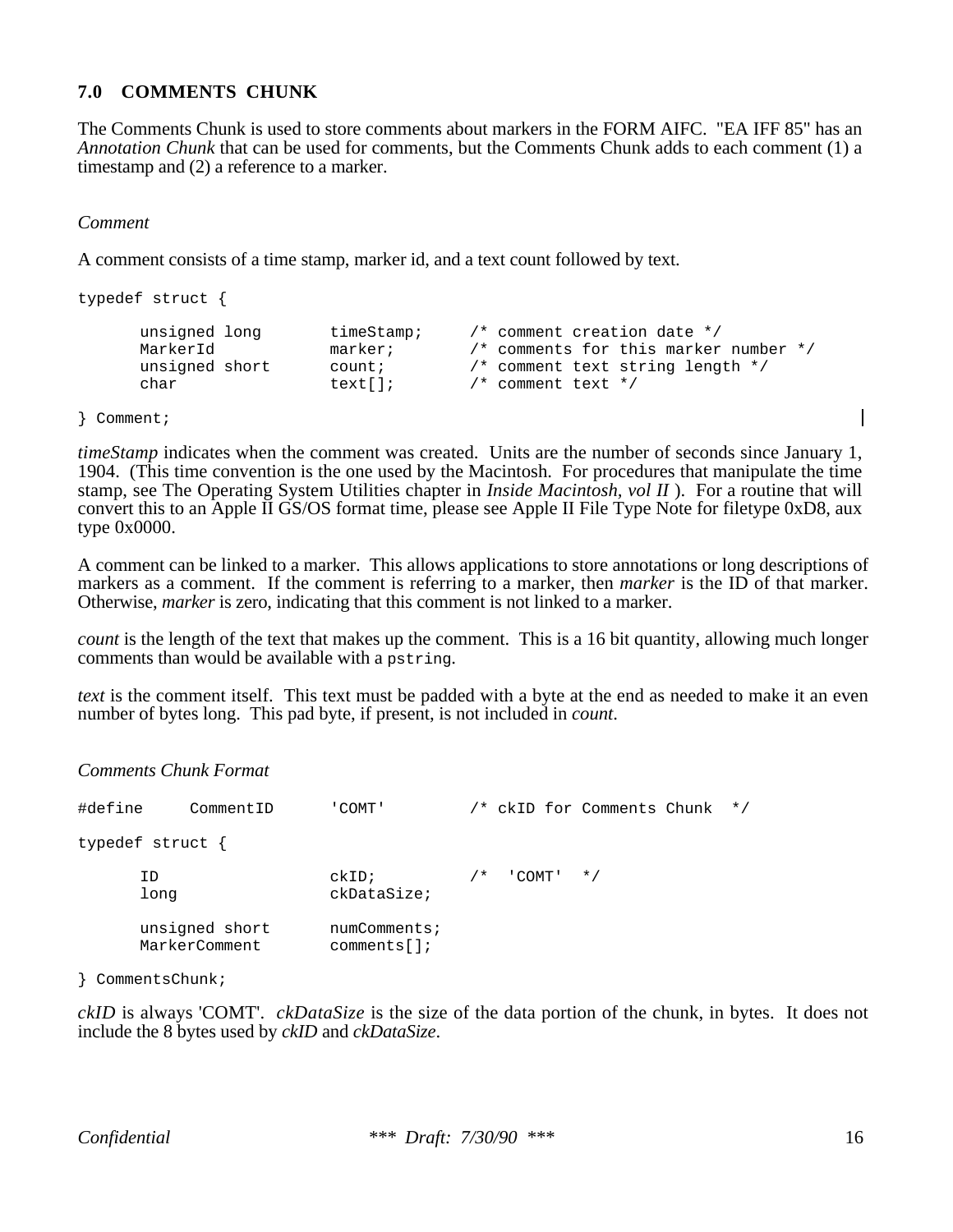## 7.0 COMMENTS CHUNK

The Comments Chunk is used to store comments about markers in the FORM AIFC. "EA IFF 85" has an *Annotation Chunk* that can be used for comments, but the Comments Chunk adds to each comment (1) a timestamp and (2) a reference to a marker.

*Comment*

A comment consists of a time stamp, marker id, and a text count followed by text.

```
typedef struct {

      unsigned long       timeStamp;      /* comment creation date */
      MarkerId            marker;         /* comments for this marker number */
      unsigned short      count;          /* comment text string length */
      char                text[];         /* comment text */

} Comment;
```

*timeStamp* indicates when the comment was created. Units are the number of seconds since January 1, 1904. (This time convention is the one used by the Macintosh. For procedures that manipulate the time stamp, see The Operating System Utilities chapter in *Inside Macintosh, vol II* ). For a routine that will convert this to an Apple II GS/OS format time, please see Apple II File Type Note for filetype 0xD8, aux type 0x0000.

A comment can be linked to a marker. This allows applications to store annotations or long descriptions of markers as a comment. If the comment is referring to a marker, then *marker* is the ID of that marker. Otherwise, *marker* is zero, indicating that this comment is not linked to a marker.

*count* is the length of the text that makes up the comment. This is a 16 bit quantity, allowing much longer comments than would be available with a `pstring`.

*text* is the comment itself. This text must be padded with a byte at the end as needed to make it an even number of bytes long. This pad byte, if present, is not included in *count*.

*Comments Chunk Format*

```
#define      CommentID       'COMT'          /* ckID for Comments Chunk  */

typedef struct {

      ID                  ckID;           /*  'COMT'  */
      long                ckDataSize;

      unsigned short      numComments;
      MarkerComment       comments[];

} CommentsChunk;
```

*ckID* is always 'COMT'. *ckDataSize* is the size of the data portion of the chunk, in bytes. It does not include the 8 bytes used by *ckID* and *ckDataSize*.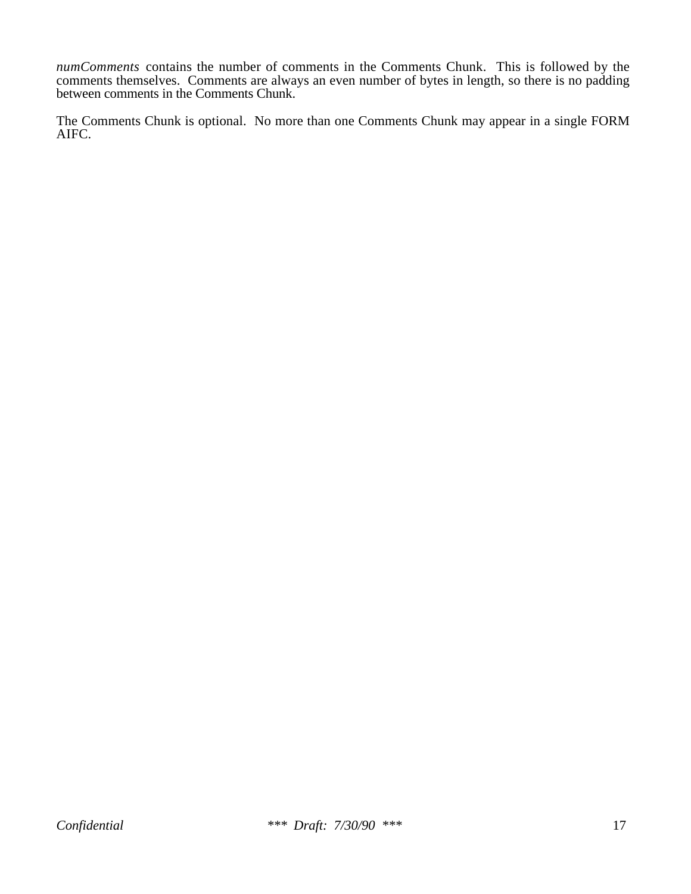*numComments* contains the number of comments in the Comments Chunk. This is followed by the comments themselves. Comments are always an even number of bytes in length, so there is no padding between comments in the Comments Chunk.

The Comments Chunk is optional. No more than one Comments Chunk may appear in a single FORM AIFC.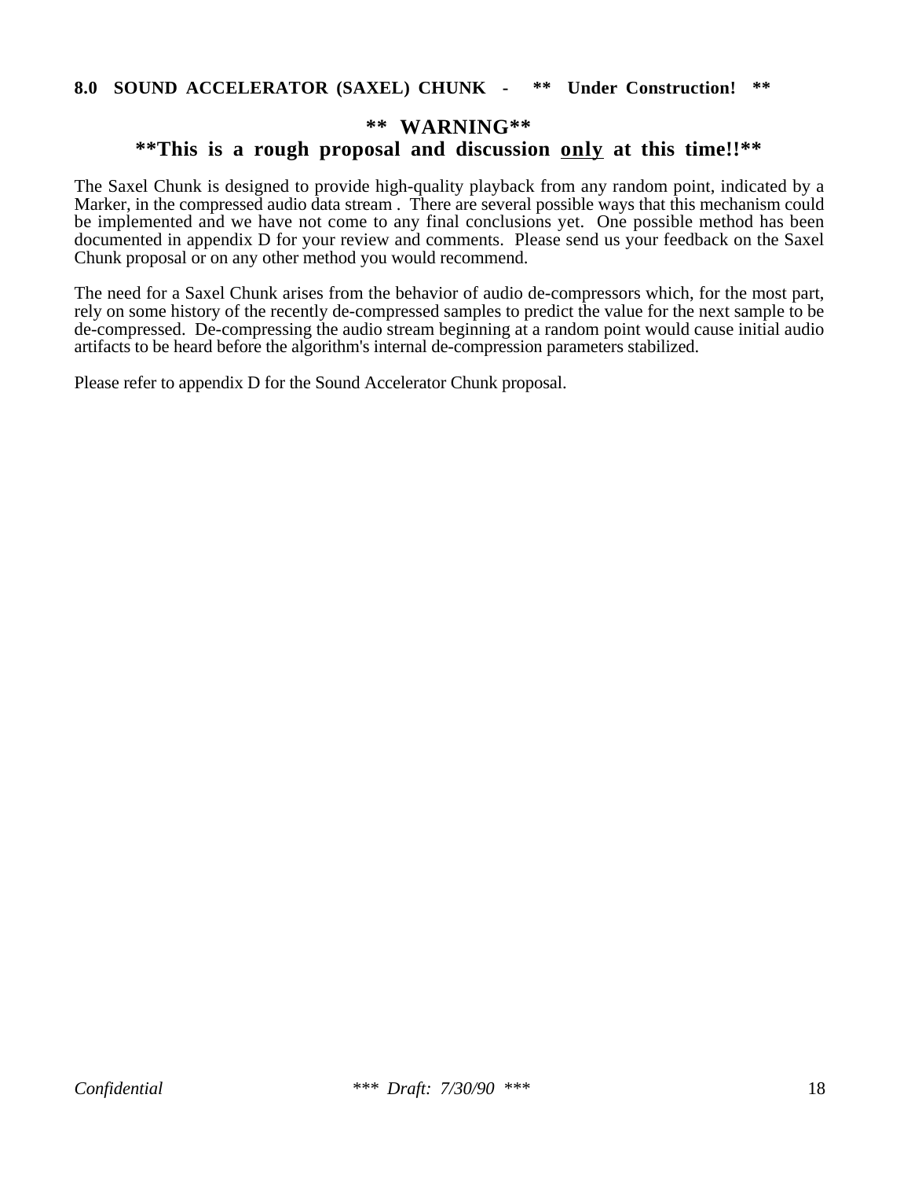## 8.0 SOUND ACCELERATOR (SAXEL) CHUNK - ** Under Construction! **

**** WARNING****
**
**This is a rough proposal and discussion <u>only</u> at this time!!****

The Saxel Chunk is designed to provide high-quality playback from any random point, indicated by a Marker, in the compressed audio data stream . There are several possible ways that this mechanism could be implemented and we have not come to any final conclusions yet. One possible method has been documented in appendix D for your review and comments. Please send us your feedback on the Saxel Chunk proposal or on any other method you would recommend.

The need for a Saxel Chunk arises from the behavior of audio de-compressors which, for the most part, rely on some history of the recently de-compressed samples to predict the value for the next sample to be de-compressed. De-compressing the audio stream beginning at a random point would cause initial audio artifacts to be heard before the algorithm's internal de-compression parameters stabilized.

Please refer to appendix D for the Sound Accelerator Chunk proposal.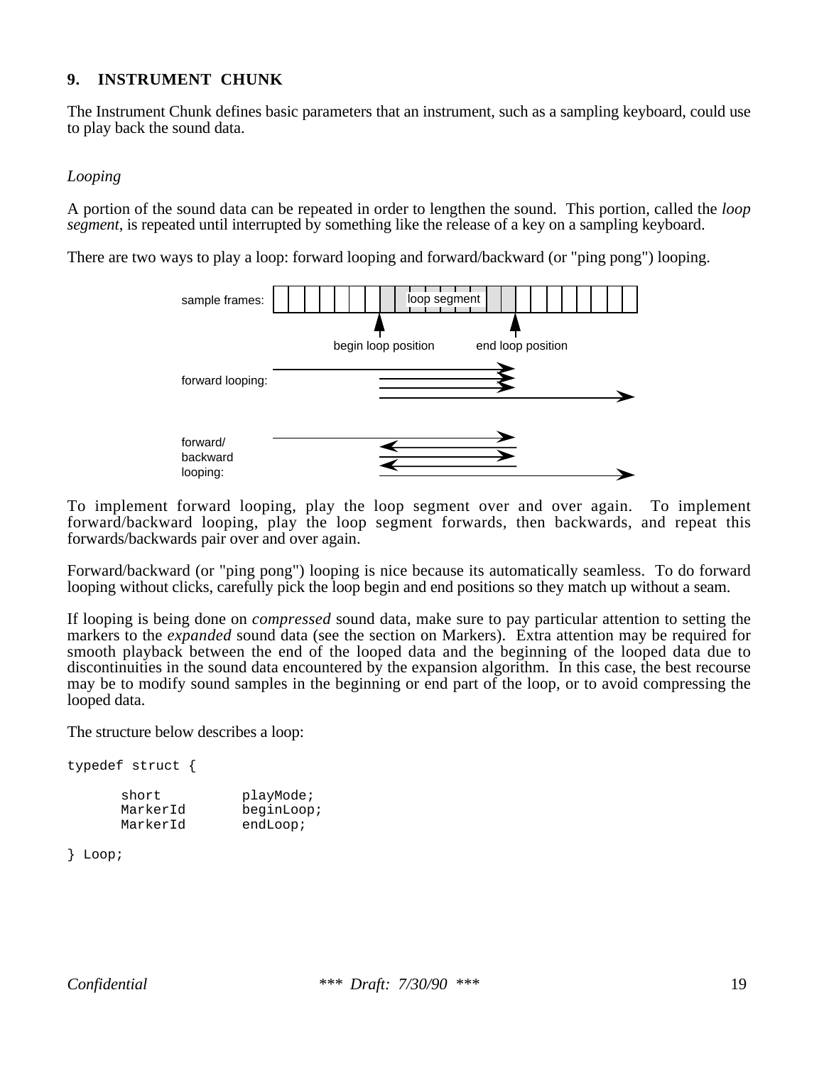## 9. INSTRUMENT CHUNK

The Instrument Chunk defines basic parameters that an instrument, such as a sampling keyboard, could use to play back the sound data.

### *Looping*

A portion of the sound data can be repeated in order to lengthen the sound. This portion, called the *loop segment*, is repeated until interrupted by something like the release of a key on a sampling keyboard.

There are two ways to play a loop: forward looping and forward/backward (or "ping pong") looping.

sample frames: loop segment

begin loop position — end loop position

forward looping:

forward/backward looping:

To implement forward looping, play the loop segment over and over again. To implement forward/backward looping, play the loop segment forwards, then backwards, and repeat this forwards/backwards pair over and over again.

Forward/backward (or "ping pong") looping is nice because its automatically seamless. To do forward looping without clicks, carefully pick the loop begin and end positions so they match up without a seam.

If looping is being done on *compressed* sound data, make sure to pay particular attention to setting the markers to the *expanded* sound data (see the section on Markers). Extra attention may be required for smooth playback between the end of the looped data and the beginning of the looped data due to discontinuities in the sound data encountered by the expansion algorithm. In this case, the best recourse may be to modify sound samples in the beginning or end part of the loop, or to avoid compressing the looped data.

The structure below describes a loop:

```
typedef struct {

      short          playMode;
      MarkerId       beginLoop;
      MarkerId       endLoop;

} Loop;
```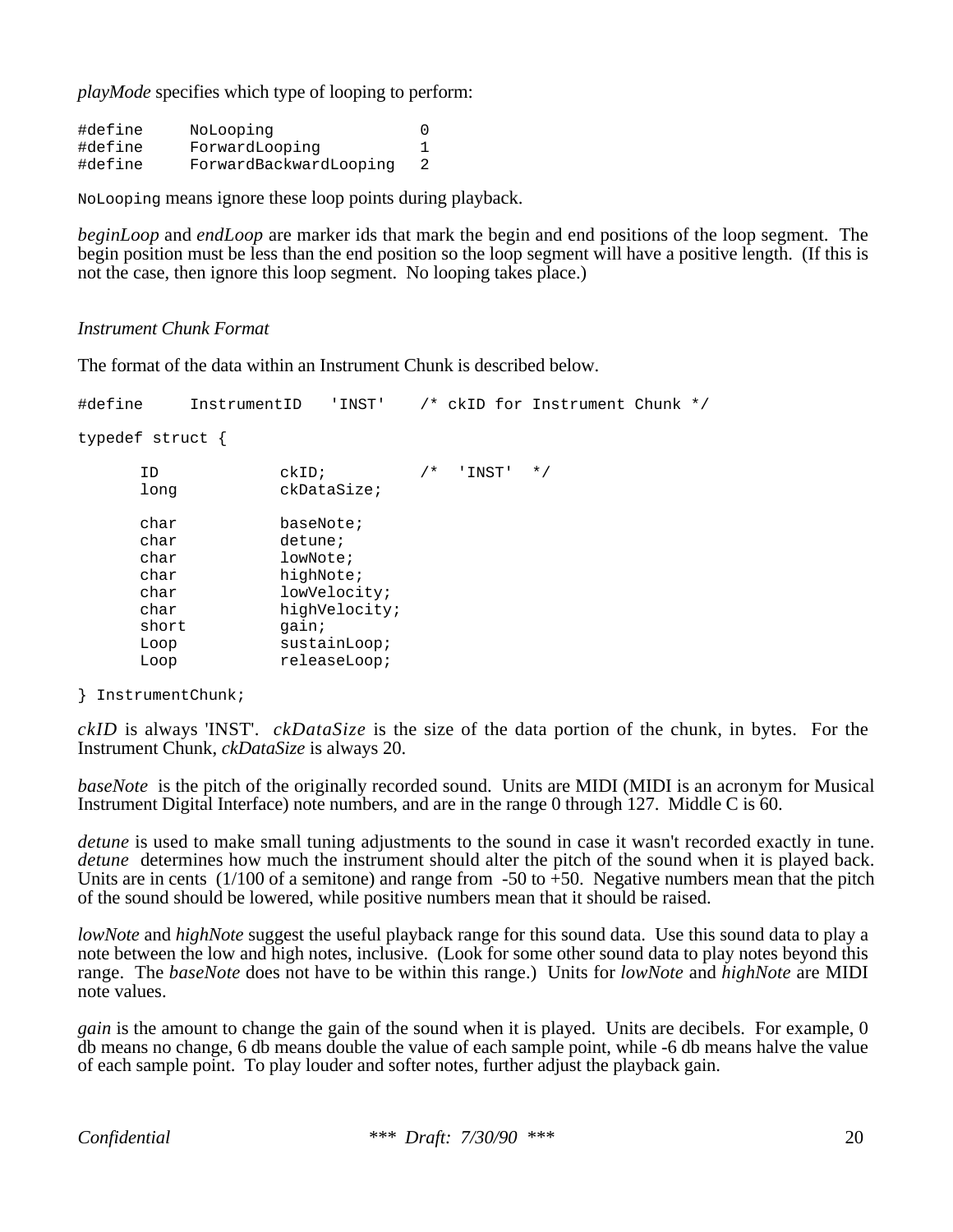*playMode* specifies which type of looping to perform:

```
#define     NoLooping               0
#define     ForwardLooping          1
#define     ForwardBackwardLooping  2
```

`NoLooping` means ignore these loop points during playback.

*beginLoop* and *endLoop* are marker ids that mark the begin and end positions of the loop segment. The begin position must be less than the end position so the loop segment will have a positive length. (If this is not the case, then ignore this loop segment. No looping takes place.)

*Instrument Chunk Format*

The format of the data within an Instrument Chunk is described below.

```
#define     InstrumentID    'INST'    /* ckID for Instrument Chunk */

typedef struct {

      ID             ckID;           /*  'INST'  */
      long           ckDataSize;

      char           baseNote;
      char           detune;
      char           lowNote;
      char           highNote;
      char           lowVelocity;
      char           highVelocity;
      short          gain;
      Loop           sustainLoop;
      Loop           releaseLoop;

} InstrumentChunk;
```

*ckID* is always 'INST'. *ckDataSize* is the size of the data portion of the chunk, in bytes. For the Instrument Chunk, *ckDataSize* is always 20.

*baseNote* is the pitch of the originally recorded sound. Units are MIDI (MIDI is an acronym for Musical Instrument Digital Interface) note numbers, and are in the range 0 through 127. Middle C is 60.

*detune* is used to make small tuning adjustments to the sound in case it wasn't recorded exactly in tune. *detune* determines how much the instrument should alter the pitch of the sound when it is played back. Units are in cents (1/100 of a semitone) and range from -50 to +50. Negative numbers mean that the pitch of the sound should be lowered, while positive numbers mean that it should be raised.

*lowNote* and *highNote* suggest the useful playback range for this sound data. Use this sound data to play a note between the low and high notes, inclusive. (Look for some other sound data to play notes beyond this range. The *baseNote* does not have to be within this range.) Units for *lowNote* and *highNote* are MIDI note values.

*gain* is the amount to change the gain of the sound when it is played. Units are decibels. For example, 0 db means no change, 6 db means double the value of each sample point, while -6 db means halve the value of each sample point. To play louder and softer notes, further adjust the playback gain.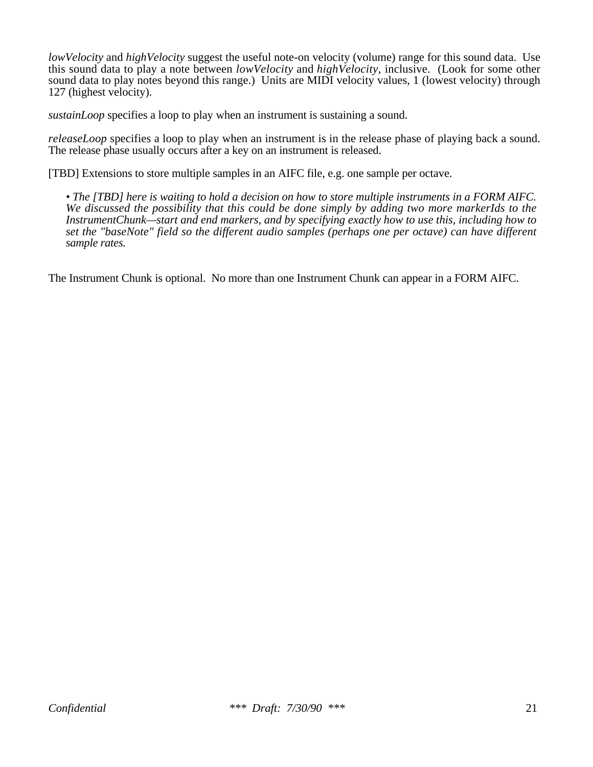*lowVelocity* and *highVelocity* suggest the useful note-on velocity (volume) range for this sound data. Use this sound data to play a note between *lowVelocity* and *highVelocity*, inclusive. (Look for some other sound data to play notes beyond this range.) Units are MIDI velocity values, 1 (lowest velocity) through 127 (highest velocity).

*sustainLoop* specifies a loop to play when an instrument is sustaining a sound.

*releaseLoop* specifies a loop to play when an instrument is in the release phase of playing back a sound. The release phase usually occurs after a key on an instrument is released.

[TBD] Extensions to store multiple samples in an AIFC file, e.g. one sample per octave.

> *• The [TBD] here is waiting to hold a decision on how to store multiple instruments in a FORM AIFC. We discussed the possibility that this could be done simply by adding two more markerIds to the InstrumentChunk—start and end markers, and by specifying exactly how to use this, including how to set the "baseNote" field so the different audio samples (perhaps one per octave) can have different sample rates.*

The Instrument Chunk is optional. No more than one Instrument Chunk can appear in a FORM AIFC.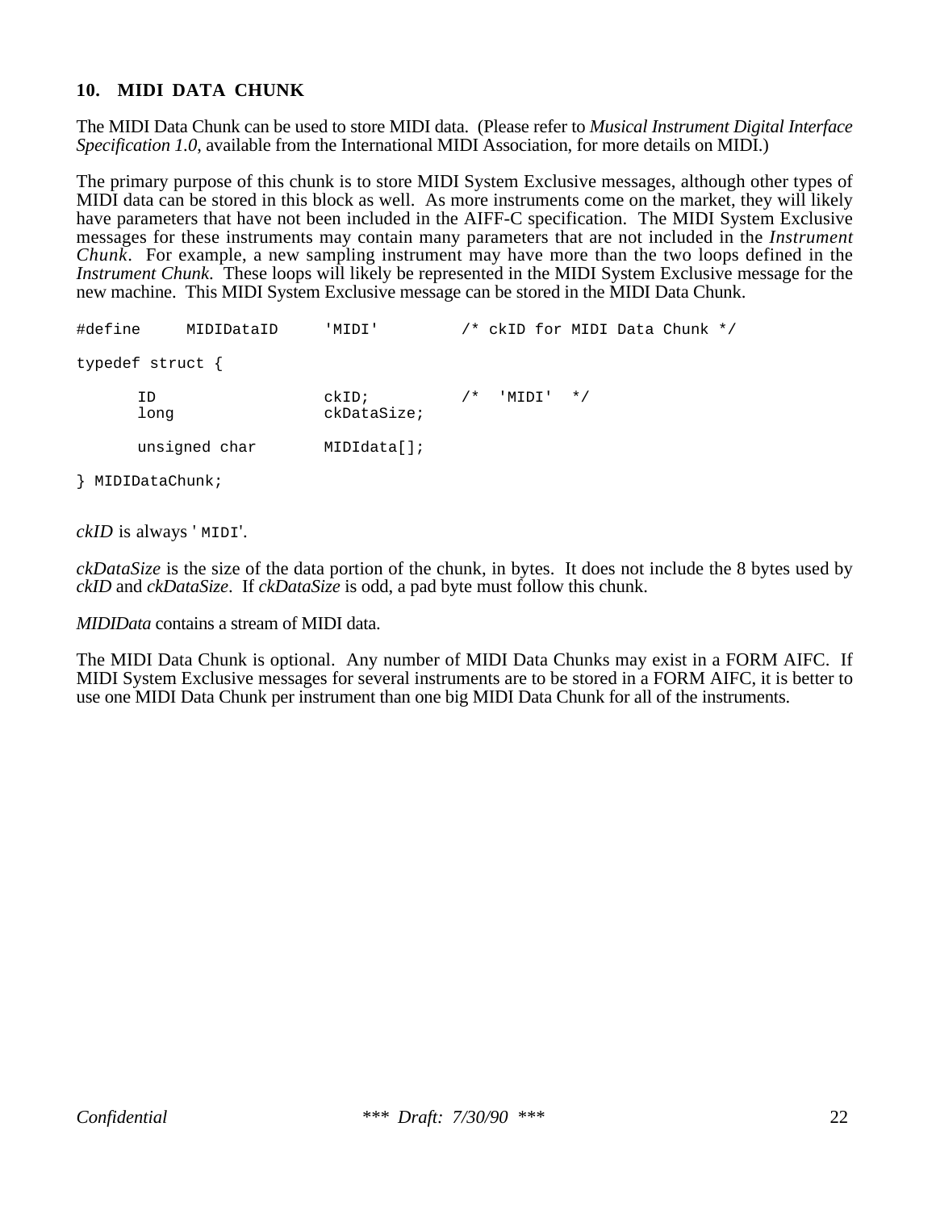## 10. MIDI DATA CHUNK

The MIDI Data Chunk can be used to store MIDI data. (Please refer to *Musical Instrument Digital Interface Specification 1.0*, available from the International MIDI Association, for more details on MIDI.)

The primary purpose of this chunk is to store MIDI System Exclusive messages, although other types of MIDI data can be stored in this block as well. As more instruments come on the market, they will likely have parameters that have not been included in the AIFF-C specification. The MIDI System Exclusive messages for these instruments may contain many parameters that are not included in the *Instrument Chunk*. For example, a new sampling instrument may have more than the two loops defined in the *Instrument Chunk*. These loops will likely be represented in the MIDI System Exclusive message for the new machine. This MIDI System Exclusive message can be stored in the MIDI Data Chunk.

```
#define     MIDIDataID     'MIDI'        /* ckID for MIDI Data Chunk */

typedef struct {

      ID                  ckID;          /*  'MIDI'  */
      long                ckDataSize;

      unsigned char       MIDIdata[];

} MIDIDataChunk;
```

*ckID* is always 'MIDI'.

*ckDataSize* is the size of the data portion of the chunk, in bytes. It does not include the 8 bytes used by *ckID* and *ckDataSize*. If *ckDataSize* is odd, a pad byte must follow this chunk.

*MIDIData* contains a stream of MIDI data.

The MIDI Data Chunk is optional. Any number of MIDI Data Chunks may exist in a FORM AIFC. If MIDI System Exclusive messages for several instruments are to be stored in a FORM AIFC, it is better to use one MIDI Data Chunk per instrument than one big MIDI Data Chunk for all of the instruments.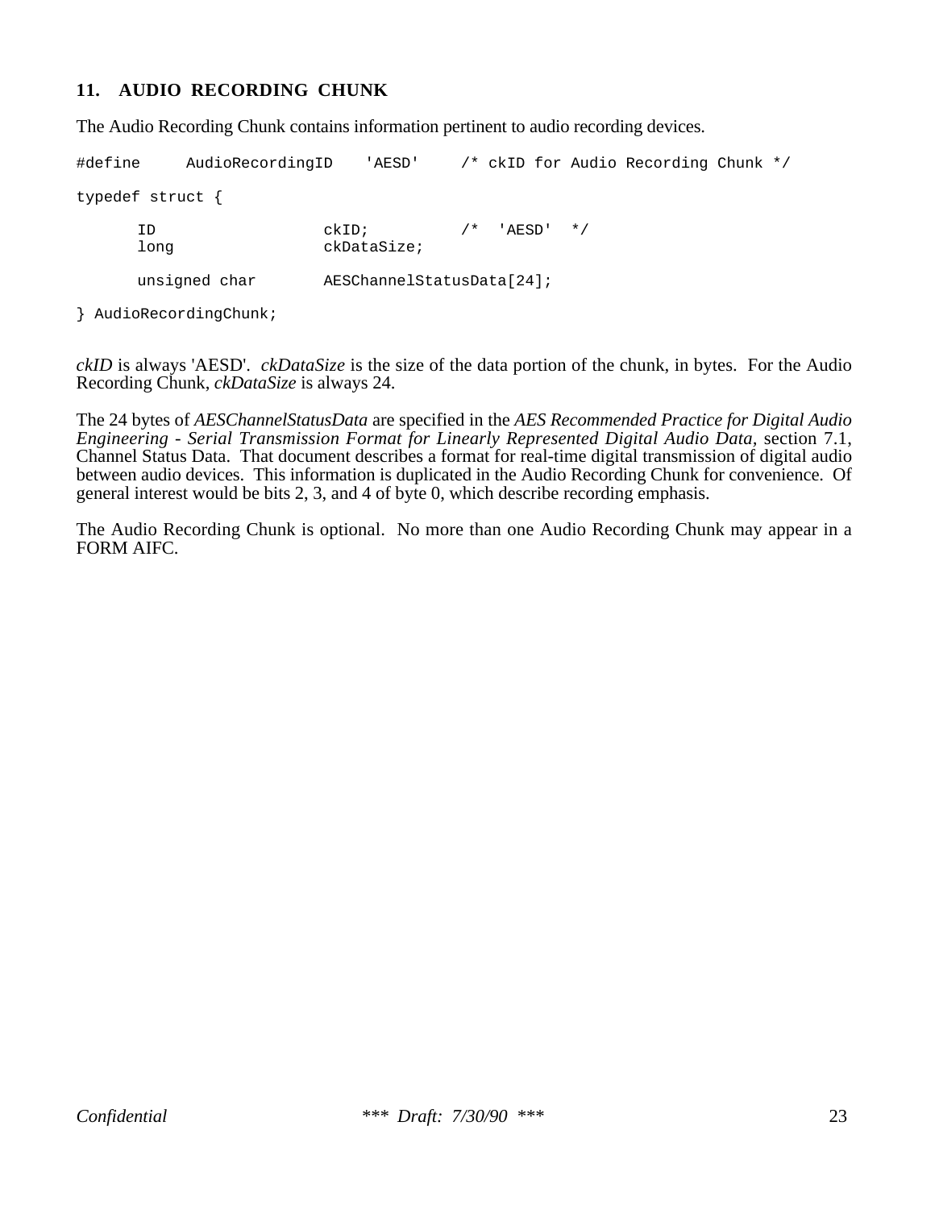## 11. AUDIO RECORDING CHUNK

The Audio Recording Chunk contains information pertinent to audio recording devices.

```
#define     AudioRecordingID    'AESD'     /* ckID for Audio Recording Chunk */

typedef struct {

      ID                  ckID;          /*  'AESD'  */
      long                ckDataSize;

      unsigned char       AESChannelStatusData[24];

} AudioRecordingChunk;
```

*ckID* is always 'AESD'. *ckDataSize* is the size of the data portion of the chunk, in bytes. For the Audio Recording Chunk, *ckDataSize* is always 24.

The 24 bytes of *AESChannelStatusData* are specified in the *AES Recommended Practice for Digital Audio Engineering - Serial Transmission Format for Linearly Represented Digital Audio Data*, section 7.1, Channel Status Data. That document describes a format for real-time digital transmission of digital audio between audio devices. This information is duplicated in the Audio Recording Chunk for convenience. Of general interest would be bits 2, 3, and 4 of byte 0, which describe recording emphasis.

The Audio Recording Chunk is optional. No more than one Audio Recording Chunk may appear in a FORM AIFC.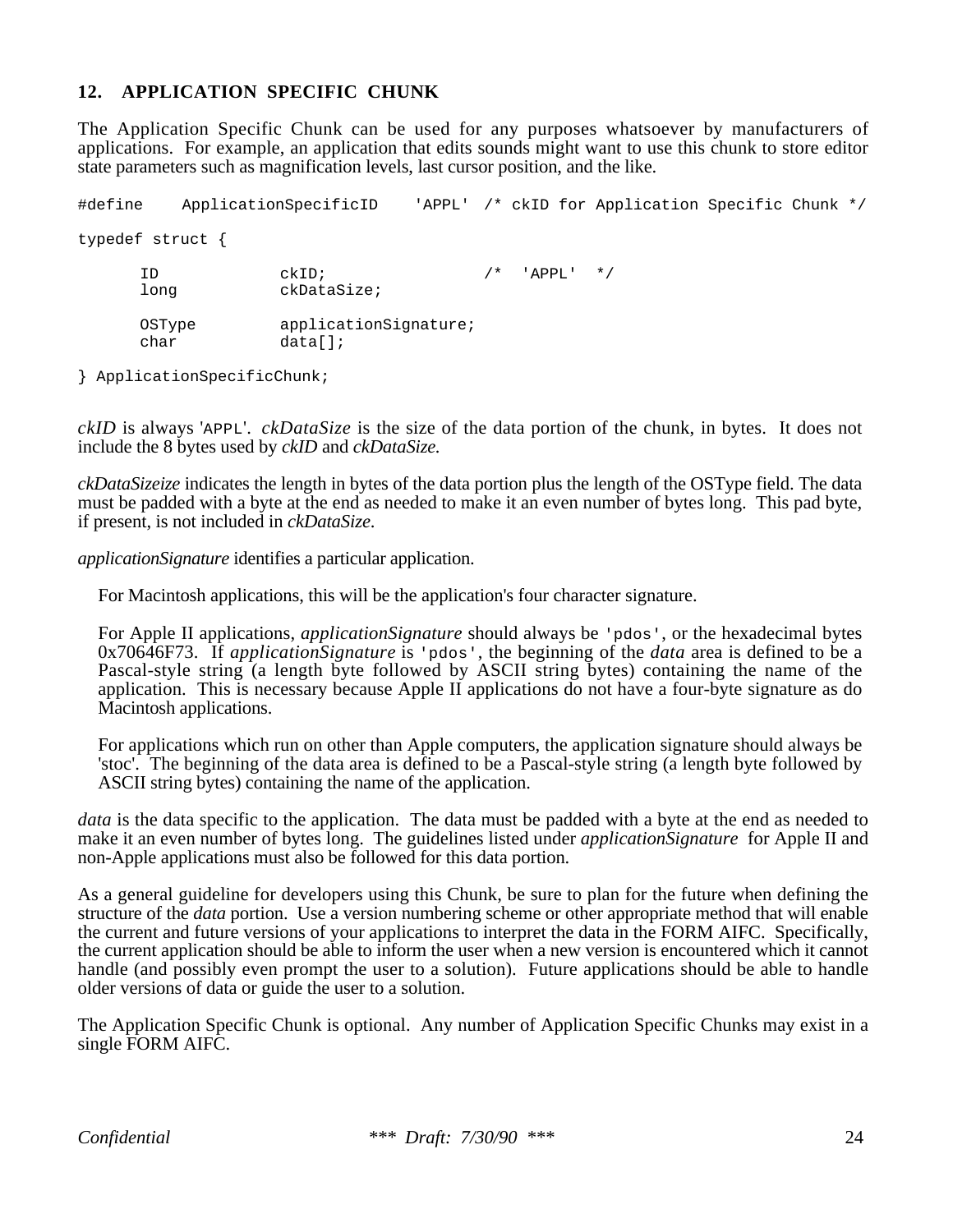## 12. APPLICATION SPECIFIC CHUNK

The Application Specific Chunk can be used for any purposes whatsoever by manufacturers of applications. For example, an application that edits sounds might want to use this chunk to store editor state parameters such as magnification levels, last cursor position, and the like.

```
#define    ApplicationSpecificID    'APPL'  /* ckID for Application Specific Chunk */

typedef struct {

      ID            ckID;                 /*  'APPL'  */
      long          ckDataSize;

      OSType        applicationSignature;
      char          data[];

} ApplicationSpecificChunk;
```

*ckID* is always 'APPL'. *ckDataSize* is the size of the data portion of the chunk, in bytes. It does not include the 8 bytes used by *ckID* and *ckDataSize.*

*ckDataSizeize* indicates the length in bytes of the data portion plus the length of the OSType field. The data must be padded with a byte at the end as needed to make it an even number of bytes long. This pad byte, if present, is not included in *ckDataSize.*

*applicationSignature* identifies a particular application.

For Macintosh applications, this will be the application's four character signature.

For Apple II applications, *applicationSignature* should always be 'pdos', or the hexadecimal bytes 0x70646F73. If *applicationSignature* is 'pdos', the beginning of the *data* area is defined to be a Pascal-style string (a length byte followed by ASCII string bytes) containing the name of the application. This is necessary because Apple II applications do not have a four-byte signature as do Macintosh applications.

For applications which run on other than Apple computers, the application signature should always be 'stoc'. The beginning of the data area is defined to be a Pascal-style string (a length byte followed by ASCII string bytes) containing the name of the application.

*data* is the data specific to the application. The data must be padded with a byte at the end as needed to make it an even number of bytes long. The guidelines listed under *applicationSignature* for Apple II and non-Apple applications must also be followed for this data portion.

As a general guideline for developers using this Chunk, be sure to plan for the future when defining the structure of the *data* portion. Use a version numbering scheme or other appropriate method that will enable the current and future versions of your applications to interpret the data in the FORM AIFC. Specifically, the current application should be able to inform the user when a new version is encountered which it cannot handle (and possibly even prompt the user to a solution). Future applications should be able to handle older versions of data or guide the user to a solution.

The Application Specific Chunk is optional. Any number of Application Specific Chunks may exist in a single FORM AIFC.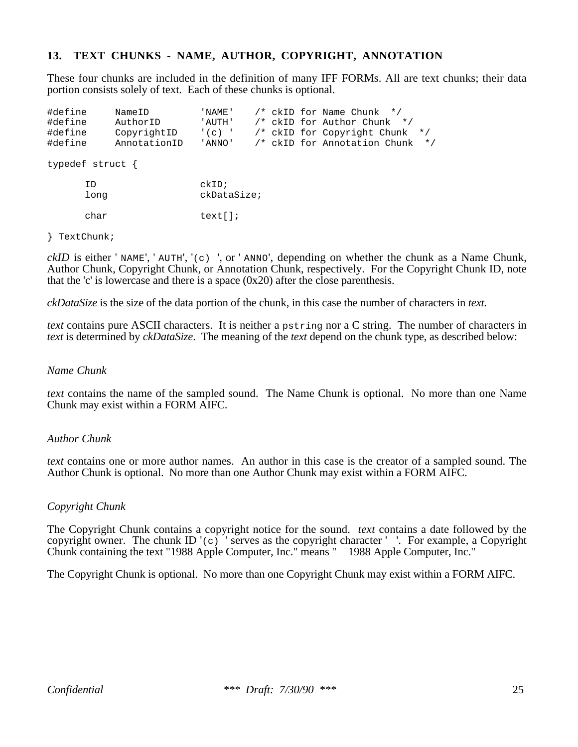### 13. TEXT CHUNKS - NAME, AUTHOR, COPYRIGHT, ANNOTATION

These four chunks are included in the definition of many IFF FORMs. All are text chunks; their data portion consists solely of text. Each of these chunks is optional.

```
#define     NameID        'NAME'    /* ckID for Name Chunk  */
#define     AuthorID      'AUTH'    /* ckID for Author Chunk  */
#define     CopyrightID   '(c) '    /* ckID for Copyright Chunk  */
#define     AnnotationID  'ANNO'    /* ckID for Annotation Chunk  */

typedef struct {

      ID                ckID;
      long              ckDataSize;

      char              text[];

} TextChunk;
```

*ckID* is either 'NAME', 'AUTH', '(c) ', or 'ANNO', depending on whether the chunk as a Name Chunk, Author Chunk, Copyright Chunk, or Annotation Chunk, respectively. For the Copyright Chunk ID, note that the 'c' is lowercase and there is a space (0x20) after the close parenthesis.

*ckDataSize* is the size of the data portion of the chunk, in this case the number of characters in *text.*

*text* contains pure ASCII characters. It is neither a `pstring` nor a C string. The number of characters in *text* is determined by *ckDataSize*. The meaning of the *text* depend on the chunk type, as described below:

*Name Chunk*

*text* contains the name of the sampled sound. The Name Chunk is optional. No more than one Name Chunk may exist within a FORM AIFC.

*Author Chunk*

*text* contains one or more author names. An author in this case is the creator of a sampled sound. The Author Chunk is optional. No more than one Author Chunk may exist within a FORM AIFC.

*Copyright Chunk*

The Copyright Chunk contains a copyright notice for the sound. *text* contains a date followed by the copyright owner. The chunk ID '(c) ' serves as the copyright character ' '. For example, a Copyright Chunk containing the text "1988 Apple Computer, Inc." means "  1988 Apple Computer, Inc."

The Copyright Chunk is optional. No more than one Copyright Chunk may exist within a FORM AIFC.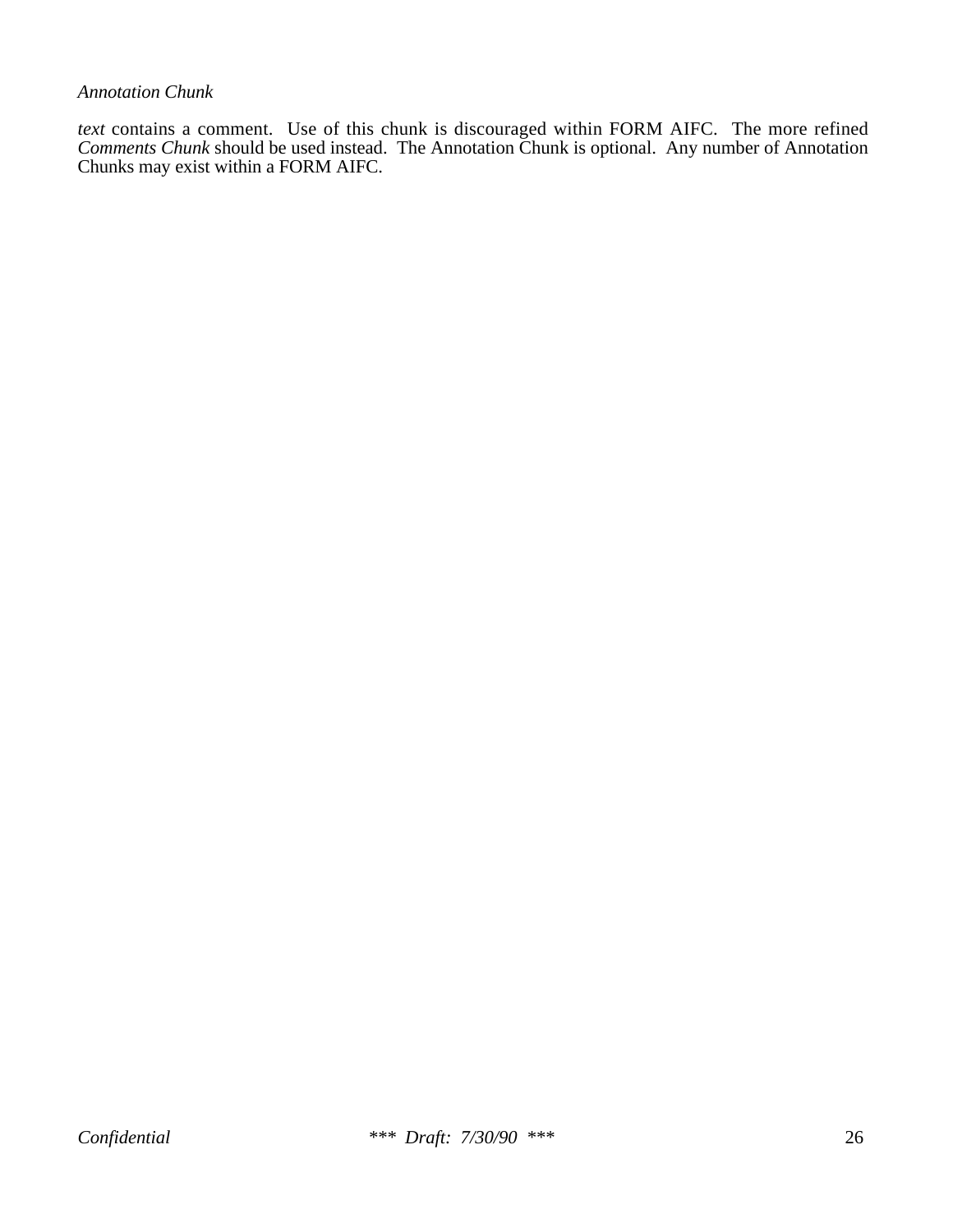*Annotation Chunk*

*text* contains a comment. Use of this chunk is discouraged within FORM AIFC. The more refined *Comments Chunk* should be used instead. The Annotation Chunk is optional. Any number of Annotation Chunks may exist within a FORM AIFC.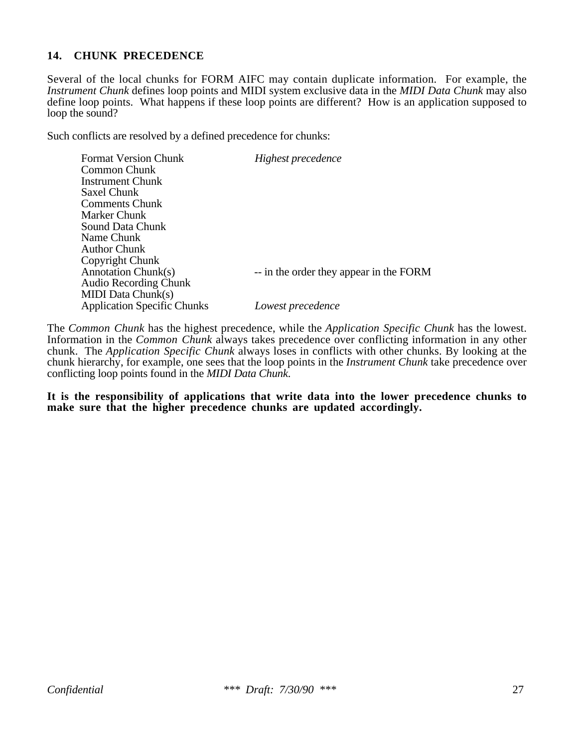## 14. CHUNK PRECEDENCE

Several of the local chunks for FORM AIFC may contain duplicate information. For example, the *Instrument Chunk* defines loop points and MIDI system exclusive data in the *MIDI Data Chunk* may also define loop points. What happens if these loop points are different? How is an application supposed to loop the sound?

Such conflicts are resolved by a defined precedence for chunks:

| | |
|---|---|
| Format Version Chunk | *Highest precedence* |
| Common Chunk | |
| Instrument Chunk | |
| Saxel Chunk | |
| Comments Chunk | |
| Marker Chunk | |
| Sound Data Chunk | |
| Name Chunk | |
| Author Chunk | |
| Copyright Chunk | |
| Annotation Chunk(s) | -- in the order they appear in the FORM |
| Audio Recording Chunk | |
| MIDI Data Chunk(s) | |
| Application Specific Chunks | *Lowest precedence* |

The *Common Chunk* has the highest precedence, while the *Application Specific Chunk* has the lowest. Information in the *Common Chunk* always takes precedence over conflicting information in any other chunk. The *Application Specific Chunk* always loses in conflicts with other chunks. By looking at the chunk hierarchy, for example, one sees that the loop points in the *Instrument Chunk* take precedence over conflicting loop points found in the *MIDI Data Chunk.*

**It is the responsibility of applications that write data into the lower precedence chunks to make sure that the higher precedence chunks are updated accordingly.**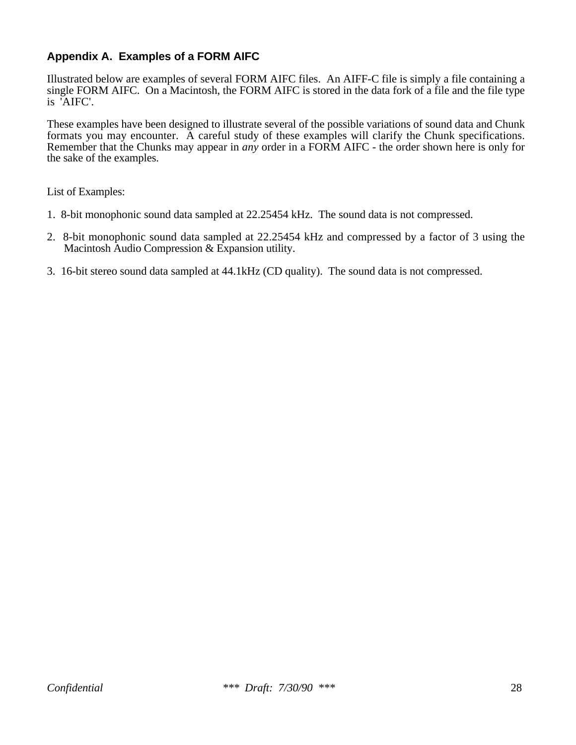## Appendix A.  Examples of a FORM AIFC

Illustrated below are examples of several FORM AIFC files.  An AIFF-C file is simply a file containing a single FORM AIFC.  On a Macintosh, the FORM AIFC is stored in the data fork of a file and the file type is 'AIFC'.

These examples have been designed to illustrate several of the possible variations of sound data and Chunk formats you may encounter.  A careful study of these examples will clarify the Chunk specifications. Remember that the Chunks may appear in *any* order in a FORM AIFC - the order shown here is only for the sake of the examples.

List of Examples:

1. 8-bit monophonic sound data sampled at 22.25454 kHz.  The sound data is not compressed.
2. 8-bit monophonic sound data sampled at 22.25454 kHz and compressed by a factor of 3 using the Macintosh Audio Compression & Expansion utility.
3. 16-bit stereo sound data sampled at 44.1kHz (CD quality).  The sound data is not compressed.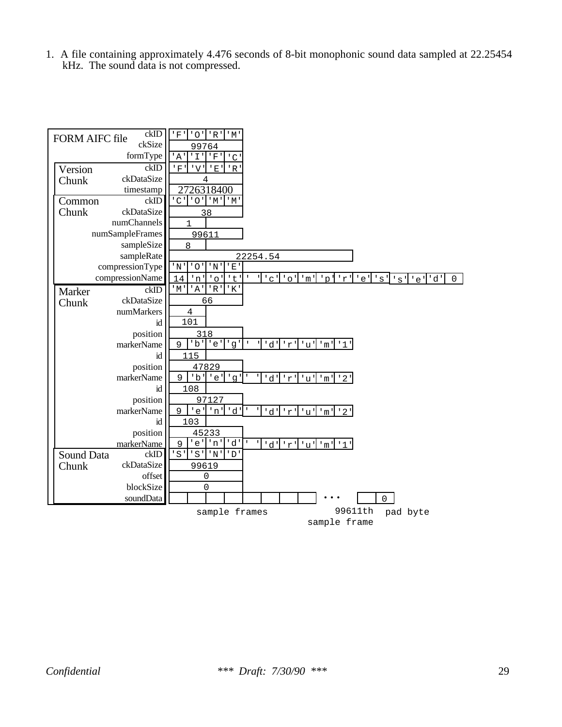1. A file containing approximately 4.476 seconds of 8-bit monophonic sound data sampled at 22.25454 kHz. The sound data is not compressed.

| Chunk | Field | Value |
|---|---|---|
| FORM AIFC file | ckID | 'F' 'O' 'R' 'M' |
| | ckSize | 99764 |
| | formType | 'A' 'I' 'F' 'C' |
| Version Chunk | ckID | 'F' 'V' 'E' 'R' |
| | ckDataSize | 4 |
| | timestamp | 2726318400 |
| Common Chunk | ckID | 'C' 'O' 'M' 'M' |
| | ckDataSize | 38 |
| | numChannels | 1 |
| | numSampleFrames | 99611 |
| | sampleSize | 8 |
| | sampleRate | 22254.54 |
| | compressionType | 'N' 'O' 'N' 'E' |
| | compressionName | 14 'n' 'o' 't' ' ' 'c' 'o' 'm' 'p' 'r' 'e' 's' 's' 'e' 'd' 0 |
| Marker Chunk | ckID | 'M' 'A' 'R' 'K' |
| | ckDataSize | 66 |
| | numMarkers | 4 |
| | id | 101 |
| | position | 318 |
| | markerName | 9 'b' 'e' 'g' ' ' 'd' 'r' 'u' 'm' '1' |
| | id | 115 |
| | position | 47829 |
| | markerName | 9 'b' 'e' 'g' ' ' 'd' 'r' 'u' 'm' '2' |
| | id | 108 |
| | position | 97127 |
| | markerName | 9 'e' 'n' 'd' ' ' 'd' 'r' 'u' 'm' '2' |
| | id | 103 |
| | position | 45233 |
| | markerName | 9 'e' 'n' 'd' ' ' 'd' 'r' 'u' 'm' '1' |
| Sound Data Chunk | ckID | 'S' 'S' 'N' 'D' |
| | ckDataSize | 99619 |
| | offset | 0 |
| | blockSize | 0 |
| | soundData | sample frames ... 99611th sample frame, 0 (pad byte) |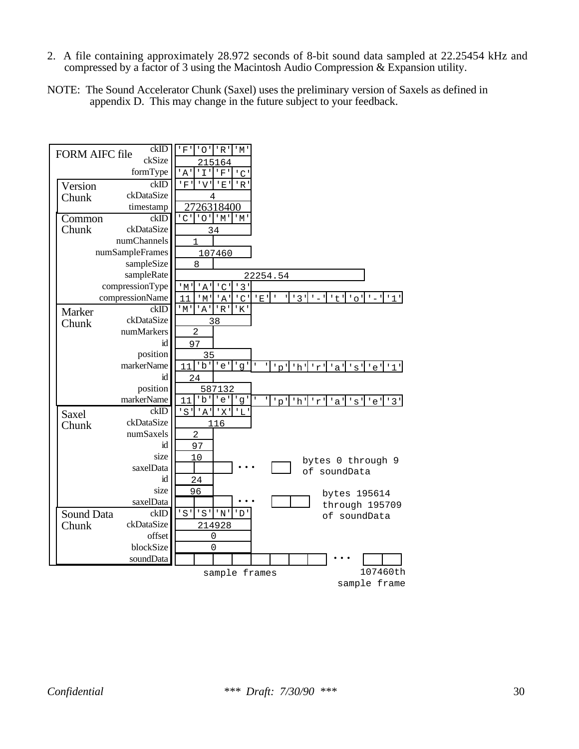2. A file containing approximately 28.972 seconds of 8-bit sound data sampled at 22.25454 kHz and compressed by a factor of 3 using the Macintosh Audio Compression & Expansion utility.

NOTE: The Sound Accelerator Chunk (Saxel) uses the preliminary version of Saxels as defined in appendix D. This may change in the future subject to your feedback.

| Chunk | Field | Value |
|---|---|---|
| FORM AIFC file | ckID | 'F' 'O' 'R' 'M' |
| | ckSize | 215164 |
| | formType | 'A' 'I' 'F' 'C' |
| Version Chunk | ckID | 'F' 'V' 'E' 'R' |
| | ckDataSize | 4 |
| | timestamp | 2726318400 |
| Common Chunk | ckID | 'C' 'O' 'M' 'M' |
| | ckDataSize | 34 |
| | numChannels | 1 |
| | numSampleFrames | 107460 |
| | sampleSize | 8 |
| | sampleRate | 22254.54 |
| | compressionType | 'M' 'A' 'C' '3' |
| | compressionName | 11 'M' 'A' 'C' 'E' ' ' '3' '-' 't' 'o' '-' '1' |
| Marker Chunk | ckID | 'M' 'A' 'R' 'K' |
| | ckDataSize | 38 |
| | numMarkers | 2 |
| | id | 97 |
| | position | 35 |
| | markerName | 11 'b' 'e' 'g' ' ' 'p' 'h' 'r' 'a' 's' 'e' '1' |
| | id | 24 |
| | position | 587132 |
| | markerName | 11 'b' 'e' 'g' ' ' 'p' 'h' 'r' 'a' 's' 'e' '3' |
| Saxel Chunk | ckID | 'S' 'A' 'X' 'L' |
| | ckDataSize | 116 |
| | numSaxels | 2 |
| | id | 97 |
| | size | 10 |
| | saxelData | bytes 0 through 9 of soundData |
| | id | 24 |
| | size | 96 |
| | saxelData | bytes 195614 through 195709 of soundData |
| Sound Data Chunk | ckID | 'S' 'S' 'N' 'D' |
| | ckDataSize | 214928 |
| | offset | 0 |
| | blockSize | 0 |
| | soundData | sample frames ... 107460th sample frame |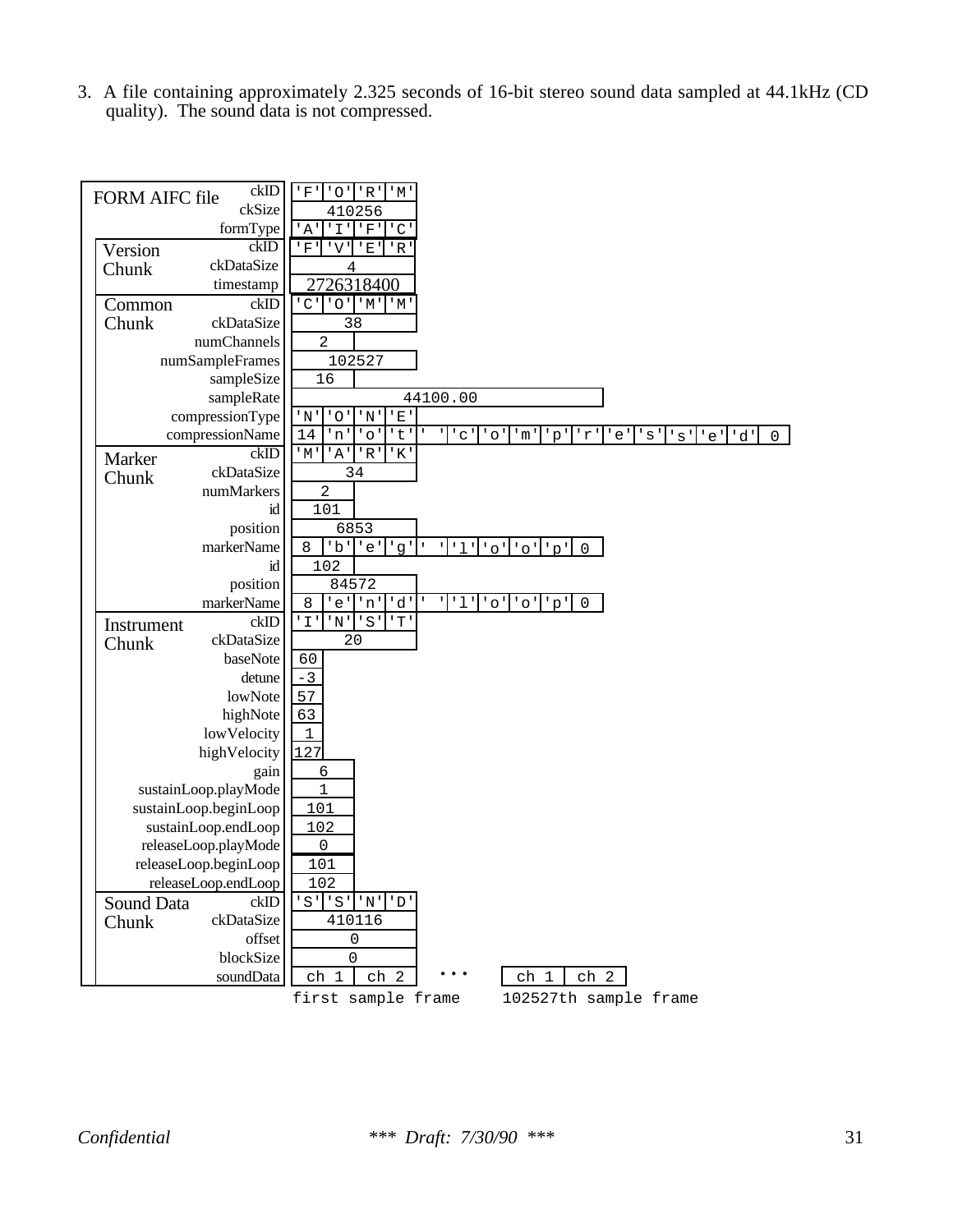3. A file containing approximately 2.325 seconds of 16-bit stereo sound data sampled at 44.1kHz (CD quality). The sound data is not compressed.

| Chunk | Field | Value |
|---|---|---|
| FORM AIFC file | ckID | 'F' 'O' 'R' 'M' |
| | ckSize | 410256 |
| | formType | 'A' 'I' 'F' 'C' |
| Version Chunk | ckID | 'F' 'V' 'E' 'R' |
| | ckDataSize | 4 |
| | timestamp | 2726318400 |
| Common Chunk | ckID | 'C' 'O' 'M' 'M' |
| | ckDataSize | 38 |
| | numChannels | 2 |
| | numSampleFrames | 102527 |
| | sampleSize | 16 |
| | sampleRate | 44100.00 |
| | compressionType | 'N' 'O' 'N' 'E' |
| | compressionName | 14 'n' 'o' 't' ' ' 'c' 'o' 'm' 'p' 'r' 'e' 's' 's' 'e' 'd' 0 |
| Marker Chunk | ckID | 'M' 'A' 'R' 'K' |
| | ckDataSize | 34 |
| | numMarkers | 2 |
| | id | 101 |
| | position | 6853 |
| | markerName | 8 'b' 'e' 'g' ' ' 'l' 'o' 'o' 'p' 0 |
| | id | 102 |
| | position | 84572 |
| | markerName | 8 'e' 'n' 'd' ' ' 'l' 'o' 'o' 'p' 0 |
| Instrument Chunk | ckID | 'I' 'N' 'S' 'T' |
| | ckDataSize | 20 |
| | baseNote | 60 |
| | detune | -3 |
| | lowNote | 57 |
| | highNote | 63 |
| | lowVelocity | 1 |
| | highVelocity | 127 |
| | gain | 6 |
| | sustainLoop.playMode | 1 |
| | sustainLoop.beginLoop | 101 |
| | sustainLoop.endLoop | 102 |
| | releaseLoop.playMode | 0 |
| | releaseLoop.beginLoop | 101 |
| | releaseLoop.endLoop | 102 |
| Sound Data Chunk | ckID | 'S' 'S' 'N' 'D' |
| | ckDataSize | 410116 |
| | offset | 0 |
| | blockSize | 0 |
| | soundData | ch 1, ch 2 (first sample frame) ... ch 1, ch 2 (102527th sample frame) |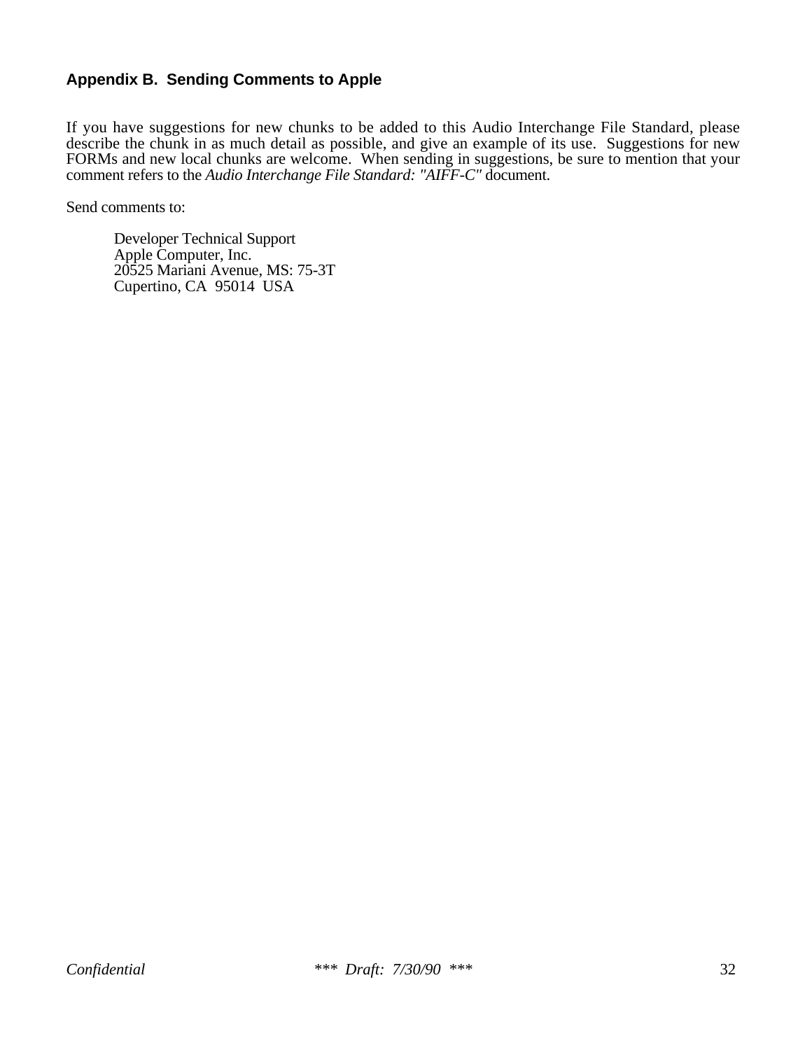## Appendix B. Sending Comments to Apple

If you have suggestions for new chunks to be added to this Audio Interchange File Standard, please describe the chunk in as much detail as possible, and give an example of its use. Suggestions for new FORMs and new local chunks are welcome. When sending in suggestions, be sure to mention that your comment refers to the *Audio Interchange File Standard: "AIFF-C"* document.

Send comments to:

> Developer Technical Support
> Apple Computer, Inc.
> 20525 Mariani Avenue, MS: 75-3T
> Cupertino, CA 95014 USA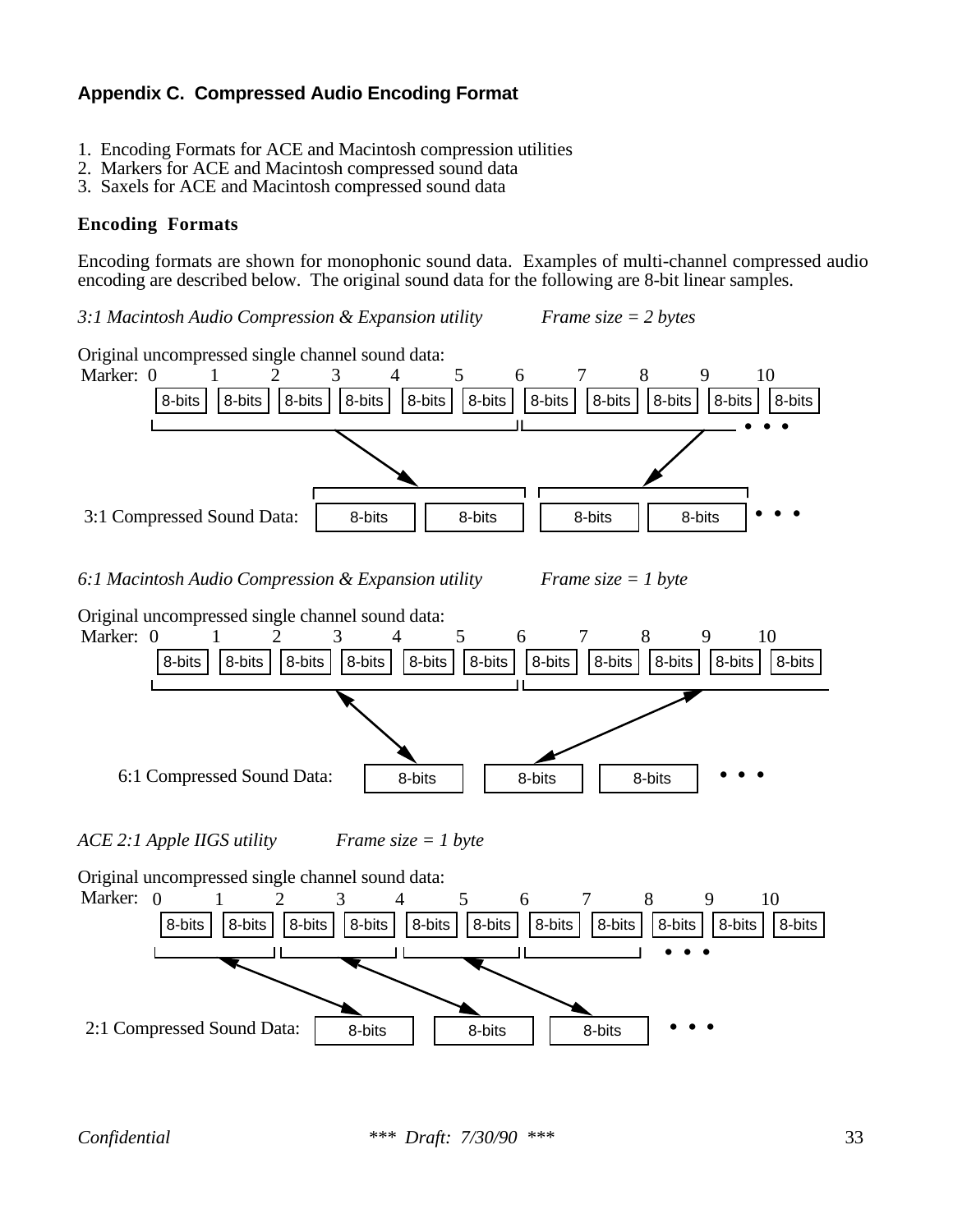## Appendix C. Compressed Audio Encoding Format

1. Encoding Formats for ACE and Macintosh compression utilities
2. Markers for ACE and Macintosh compressed sound data
3. Saxels for ACE and Macintosh compressed sound data

### Encoding Formats

Encoding formats are shown for monophonic sound data. Examples of multi-channel compressed audio encoding are described below. The original sound data for the following are 8-bit linear samples.

*3:1 Macintosh Audio Compression & Expansion utility* *Frame size = 2 bytes*

Original uncompressed single channel sound data:

Marker: 0 1 2 3 4 5 6 7 8 9 10

8-bits 8-bits 8-bits 8-bits 8-bits 8-bits 8-bits 8-bits 8-bits 8-bits 8-bits

• • •

3:1 Compressed Sound Data: 8-bits 8-bits 8-bits 8-bits • • •

*6:1 Macintosh Audio Compression & Expansion utility* *Frame size = 1 byte*

Original uncompressed single channel sound data:

Marker: 0 1 2 3 4 5 6 7 8 9 10

8-bits 8-bits 8-bits 8-bits 8-bits 8-bits 8-bits 8-bits 8-bits 8-bits 8-bits

6:1 Compressed Sound Data: 8-bits 8-bits 8-bits • • •

*ACE 2:1 Apple IIGS utility* *Frame size = 1 byte*

Original uncompressed single channel sound data:

Marker: 0 1 2 3 4 5 6 7 8 9 10

8-bits 8-bits 8-bits 8-bits 8-bits 8-bits 8-bits 8-bits 8-bits 8-bits 8-bits

• • •

2:1 Compressed Sound Data: 8-bits 8-bits 8-bits • • •

*Confidential* *\*\*\* Draft: 7/30/90 \*\*\**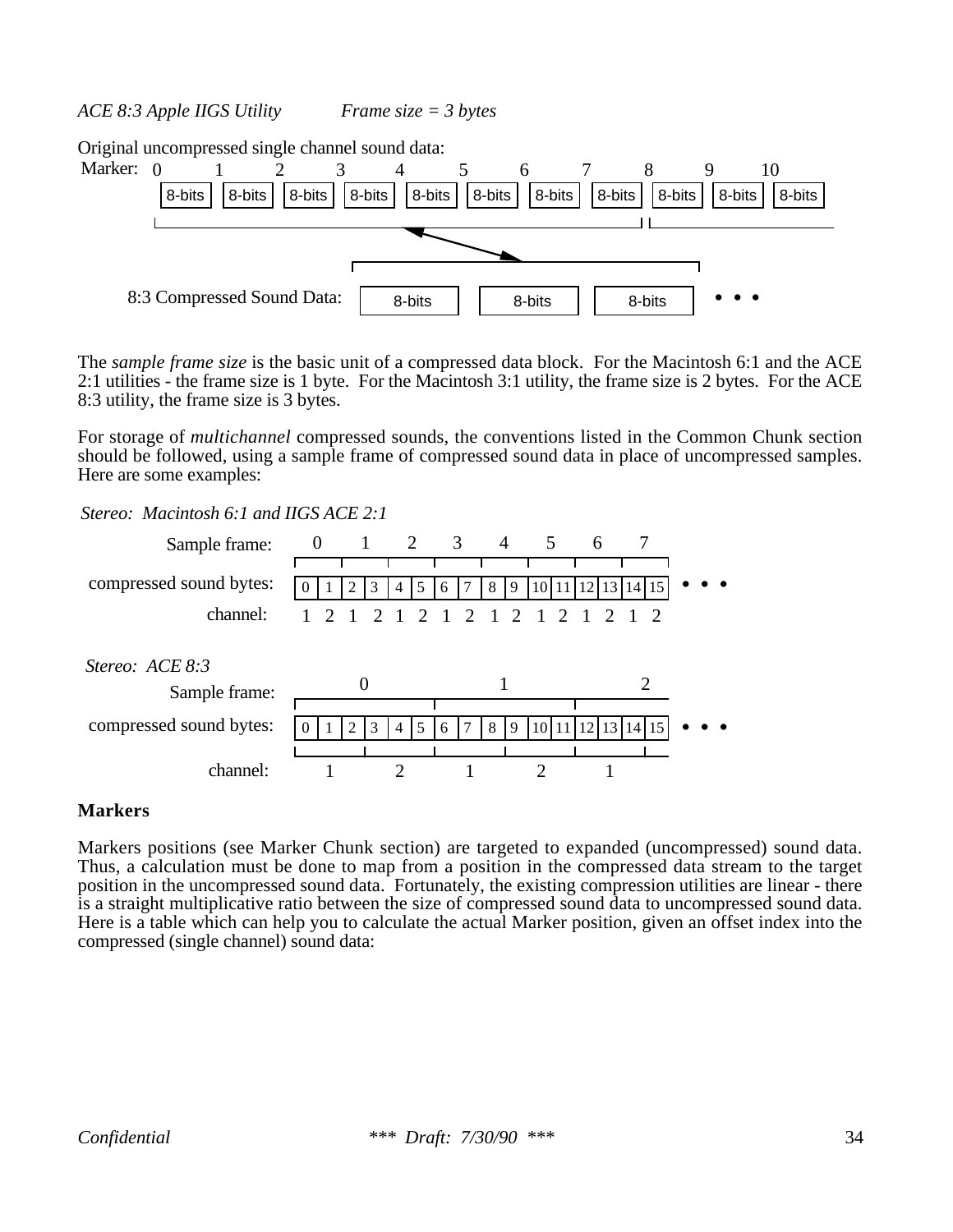*ACE 8:3 Apple IIGS Utility*          *Frame size = 3 bytes*

Original uncompressed single channel sound data:

```
Marker:  0       1       2       3       4       5       6       7       8       9       10
       [8-bits][8-bits][8-bits][8-bits][8-bits][8-bits][8-bits][8-bits][8-bits][8-bits][8-bits]

8:3 Compressed Sound Data:  [8-bits] [8-bits] [8-bits]  • • •
```

The *sample frame size* is the basic unit of a compressed data block. For the Macintosh 6:1 and the ACE 2:1 utilities - the frame size is 1 byte. For the Macintosh 3:1 utility, the frame size is 2 bytes. For the ACE 8:3 utility, the frame size is 3 bytes.

For storage of *multichannel* compressed sounds, the conventions listed in the Common Chunk section should be followed, using a sample frame of compressed sound data in place of uncompressed samples. Here are some examples:

*Stereo: Macintosh 6:1 and IIGS ACE 2:1*

```
Sample frame:             0     1     2     3     4     5     6     7
compressed sound bytes:   0 1 | 2 3 | 4 5 | 6 7 | 8 9 |10 11|12 13|14 15   • • •
channel:                  1 2   1 2   1 2   1 2   1 2   1 2   1 2   1 2
```

*Stereo: ACE 8:3*

```
Sample frame:                  0                 1                 2
compressed sound bytes:   0 1 2 3 4 5 6 7 8 9 10 11 12 13 14 15   • • •
channel:                    1      2      1      2      1
```

**Markers**

Markers positions (see Marker Chunk section) are targeted to expanded (uncompressed) sound data. Thus, a calculation must be done to map from a position in the compressed data stream to the target position in the uncompressed sound data. Fortunately, the existing compression utilities are linear - there is a straight multiplicative ratio between the size of compressed sound data to uncompressed sound data. Here is a table which can help you to calculate the actual Marker position, given an offset index into the compressed (single channel) sound data: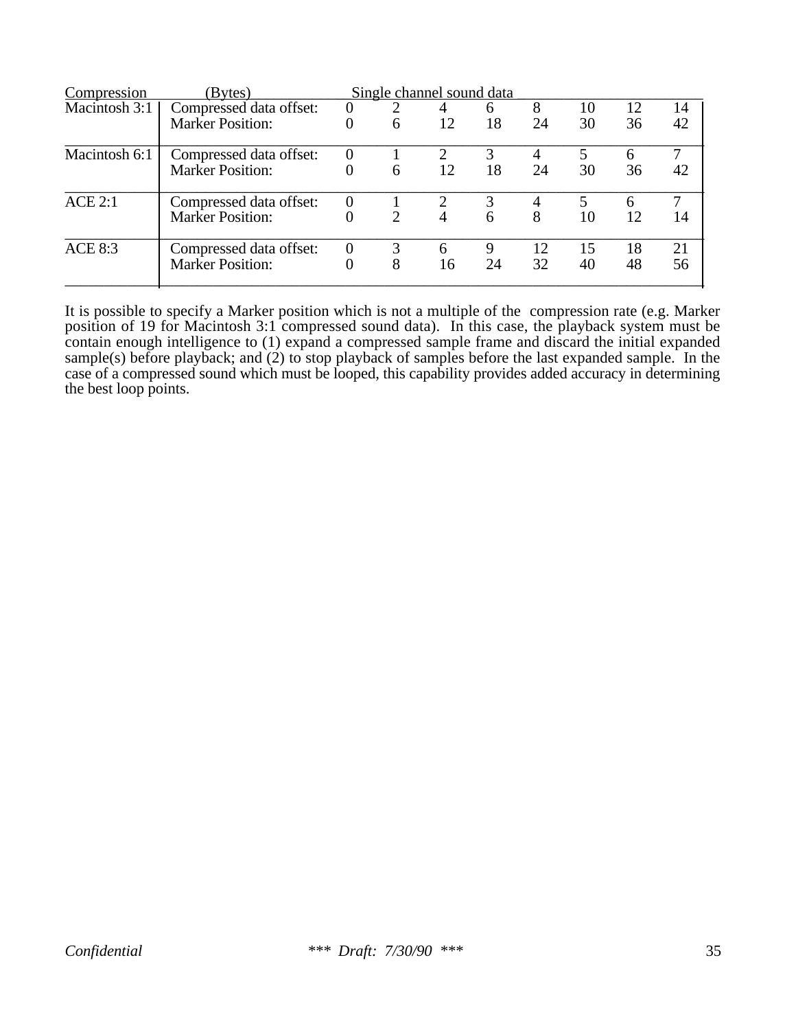| Compression | (Bytes) | Single channel sound data | | | | | | | |
|---|---|---|---|---|---|---|---|---|---|
| Macintosh 3:1 | Compressed data offset: | 0 | 2 | 4 | 6 | 8 | 10 | 12 | 14 |
| | Marker Position: | 0 | 6 | 12 | 18 | 24 | 30 | 36 | 42 |
| Macintosh 6:1 | Compressed data offset: | 0 | 1 | 2 | 3 | 4 | 5 | 6 | 7 |
| | Marker Position: | 0 | 6 | 12 | 18 | 24 | 30 | 36 | 42 |
| ACE 2:1 | Compressed data offset: | 0 | 1 | 2 | 3 | 4 | 5 | 6 | 7 |
| | Marker Position: | 0 | 2 | 4 | 6 | 8 | 10 | 12 | 14 |
| ACE 8:3 | Compressed data offset: | 0 | 3 | 6 | 9 | 12 | 15 | 18 | 21 |
| | Marker Position: | 0 | 8 | 16 | 24 | 32 | 40 | 48 | 56 |

It is possible to specify a Marker position which is not a multiple of the compression rate (e.g. Marker position of 19 for Macintosh 3:1 compressed sound data). In this case, the playback system must be contain enough intelligence to (1) expand a compressed sample frame and discard the initial expanded sample(s) before playback; and (2) to stop playback of samples before the last expanded sample. In the case of a compressed sound which must be looped, this capability provides added accuracy in determining the best loop points.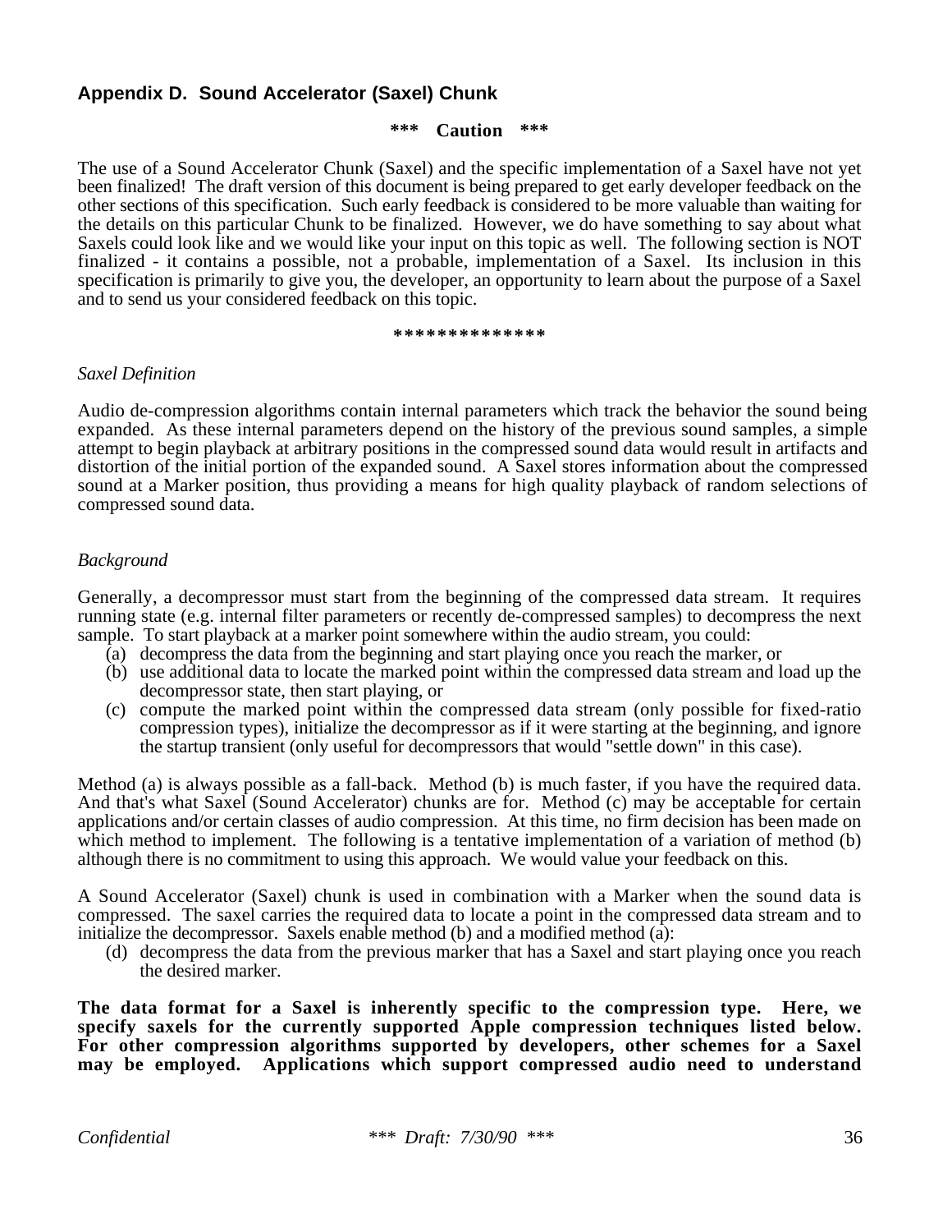## Appendix D. Sound Accelerator (Saxel) Chunk

**\*\*\* Caution \*\*\***

The use of a Sound Accelerator Chunk (Saxel) and the specific implementation of a Saxel have not yet been finalized! The draft version of this document is being prepared to get early developer feedback on the other sections of this specification. Such early feedback is considered to be more valuable than waiting for the details on this particular Chunk to be finalized. However, we do have something to say about what Saxels could look like and we would like your input on this topic as well. The following section is NOT finalized - it contains a possible, not a probable, implementation of a Saxel. Its inclusion in this specification is primarily to give you, the developer, an opportunity to learn about the purpose of a Saxel and to send us your considered feedback on this topic.

**\*\*\*\*\*\*\*\*\*\*\*\*\*\***

*Saxel Definition*

Audio de-compression algorithms contain internal parameters which track the behavior the sound being expanded. As these internal parameters depend on the history of the previous sound samples, a simple attempt to begin playback at arbitrary positions in the compressed sound data would result in artifacts and distortion of the initial portion of the expanded sound. A Saxel stores information about the compressed sound at a Marker position, thus providing a means for high quality playback of random selections of compressed sound data.

*Background*

Generally, a decompressor must start from the beginning of the compressed data stream. It requires running state (e.g. internal filter parameters or recently de-compressed samples) to decompress the next sample. To start playback at a marker point somewhere within the audio stream, you could:

(a) decompress the data from the beginning and start playing once you reach the marker, or
(b) use additional data to locate the marked point within the compressed data stream and load up the decompressor state, then start playing, or
(c) compute the marked point within the compressed data stream (only possible for fixed-ratio compression types), initialize the decompressor as if it were starting at the beginning, and ignore the startup transient (only useful for decompressors that would "settle down" in this case).

Method (a) is always possible as a fall-back. Method (b) is much faster, if you have the required data. And that's what Saxel (Sound Accelerator) chunks are for. Method (c) may be acceptable for certain applications and/or certain classes of audio compression. At this time, no firm decision has been made on which method to implement. The following is a tentative implementation of a variation of method (b) although there is no commitment to using this approach. We would value your feedback on this.

A Sound Accelerator (Saxel) chunk is used in combination with a Marker when the sound data is compressed. The saxel carries the required data to locate a point in the compressed data stream and to initialize the decompressor. Saxels enable method (b) and a modified method (a):

(d) decompress the data from the previous marker that has a Saxel and start playing once you reach the desired marker.

**The data format for a Saxel is inherently specific to the compression type. Here, we specify saxels for the currently supported Apple compression techniques listed below. For other compression algorithms supported by developers, other schemes for a Saxel may be employed. Applications which support compressed audio need to understand**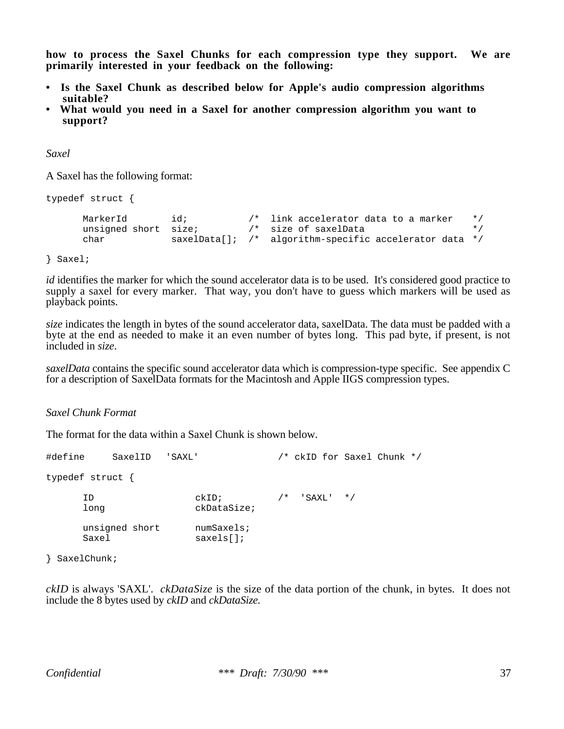**how to process the Saxel Chunks for each compression type they support. We are primarily interested in your feedback on the following:**

- **Is the Saxel Chunk as described below for Apple's audio compression algorithms suitable?**
- **What would you need in a Saxel for another compression algorithm you want to support?**

*Saxel*

A Saxel has the following format:

```
typedef struct {

      MarkerId        id;           /*  link accelerator data to a marker    */
      unsigned short  size;         /*  size of saxelData                    */
      char            saxelData[];  /*  algorithm-specific accelerator data  */

} Saxel;
```

*id* identifies the marker for which the sound accelerator data is to be used. It's considered good practice to supply a saxel for every marker. That way, you don't have to guess which markers will be used as playback points.

*size* indicates the length in bytes of the sound accelerator data, saxelData. The data must be padded with a byte at the end as needed to make it an even number of bytes long. This pad byte, if present, is not included in *size*.

*saxelData* contains the specific sound accelerator data which is compression-type specific. See appendix C for a description of SaxelData formats for the Macintosh and Apple IIGS compression types.

*Saxel Chunk Format*

The format for the data within a Saxel Chunk is shown below.

```
#define     SaxelID   'SAXL'              /* ckID for Saxel Chunk */

typedef struct {

      ID                  ckID;          /*  'SAXL'  */
      long                ckDataSize;

      unsigned short      numSaxels;
      Saxel               saxels[];

} SaxelChunk;
```

*ckID* is always 'SAXL'. *ckDataSize* is the size of the data portion of the chunk, in bytes. It does not include the 8 bytes used by *ckID* and *ckDataSize.*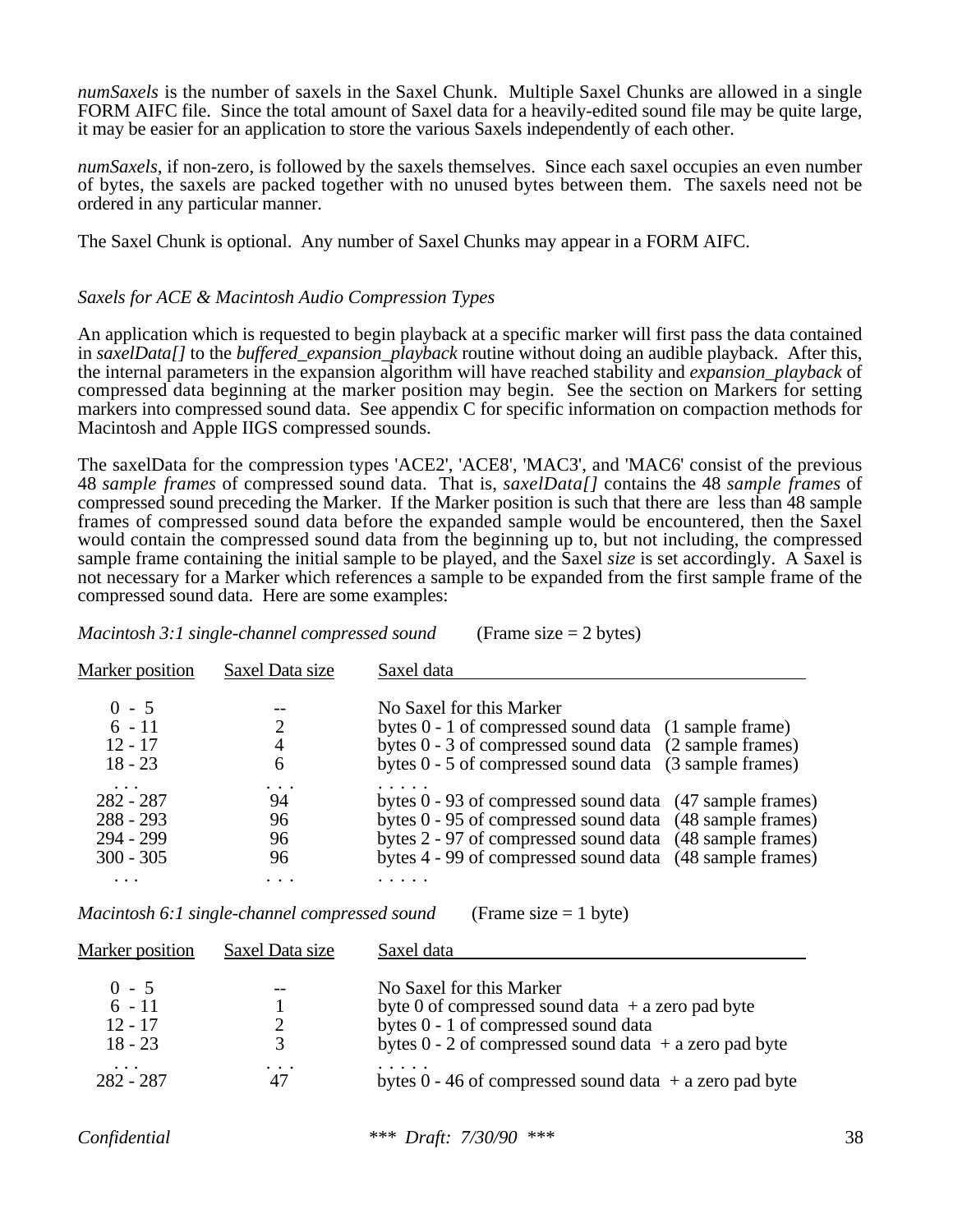*numSaxels* is the number of saxels in the Saxel Chunk. Multiple Saxel Chunks are allowed in a single FORM AIFC file. Since the total amount of Saxel data for a heavily-edited sound file may be quite large, it may be easier for an application to store the various Saxels independently of each other.

*numSaxels*, if non-zero, is followed by the saxels themselves. Since each saxel occupies an even number of bytes, the saxels are packed together with no unused bytes between them. The saxels need not be ordered in any particular manner.

The Saxel Chunk is optional. Any number of Saxel Chunks may appear in a FORM AIFC.

*Saxels for ACE & Macintosh Audio Compression Types*

An application which is requested to begin playback at a specific marker will first pass the data contained in *saxelData[]* to the *buffered_expansion_playback* routine without doing an audible playback. After this, the internal parameters in the expansion algorithm will have reached stability and *expansion_playback* of compressed data beginning at the marker position may begin. See the section on Markers for setting markers into compressed sound data. See appendix C for specific information on compaction methods for Macintosh and Apple IIGS compressed sounds.

The saxelData for the compression types 'ACE2', 'ACE8', 'MAC3', and 'MAC6' consist of the previous 48 *sample frames* of compressed sound data. That is, *saxelData[]* contains the 48 *sample frames* of compressed sound preceding the Marker. If the Marker position is such that there are less than 48 sample frames of compressed sound data before the expanded sample would be encountered, then the Saxel would contain the compressed sound data from the beginning up to, but not including, the compressed sample frame containing the initial sample to be played, and the Saxel *size* is set accordingly. A Saxel is not necessary for a Marker which references a sample to be expanded from the first sample frame of the compressed sound data. Here are some examples:

*Macintosh 3:1 single-channel compressed sound* (Frame size = 2 bytes)

| Marker position | Saxel Data size | Saxel data |
|---|---|---|
| 0 - 5 | -- | No Saxel for this Marker |
| 6 - 11 | 2 | bytes 0 - 1 of compressed sound data (1 sample frame) |
| 12 - 17 | 4 | bytes 0 - 3 of compressed sound data (2 sample frames) |
| 18 - 23 | 6 | bytes 0 - 5 of compressed sound data (3 sample frames) |
| . . . | . . . | . . . . . |
| 282 - 287 | 94 | bytes 0 - 93 of compressed sound data (47 sample frames) |
| 288 - 293 | 96 | bytes 0 - 95 of compressed sound data (48 sample frames) |
| 294 - 299 | 96 | bytes 2 - 97 of compressed sound data (48 sample frames) |
| 300 - 305 | 96 | bytes 4 - 99 of compressed sound data (48 sample frames) |
| . . . | . . . | . . . . . |

*Macintosh 6:1 single-channel compressed sound* (Frame size = 1 byte)

| Marker position | Saxel Data size | Saxel data |
|---|---|---|
| 0 - 5 | -- | No Saxel for this Marker |
| 6 - 11 | 1 | byte 0 of compressed sound data + a zero pad byte |
| 12 - 17 | 2 | bytes 0 - 1 of compressed sound data |
| 18 - 23 | 3 | bytes 0 - 2 of compressed sound data + a zero pad byte |
| . . . | . . . | . . . . . |
| 282 - 287 | 47 | bytes 0 - 46 of compressed sound data + a zero pad byte |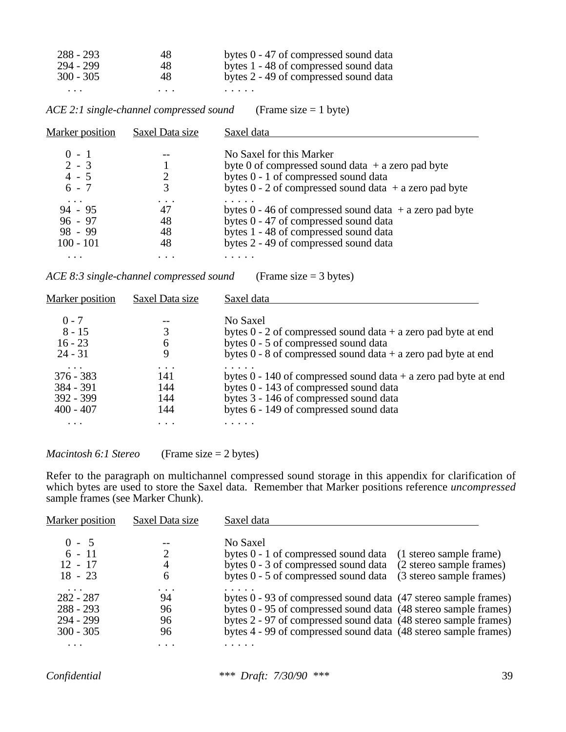| | | |
|---|---|---|
| 288 - 293 | 48 | bytes 0 - 47 of compressed sound data |
| 294 - 299 | 48 | bytes 1 - 48 of compressed sound data |
| 300 - 305 | 48 | bytes 2 - 49 of compressed sound data |
| . . . | . . . | . . . . . |

*ACE 2:1 single-channel compressed sound* (Frame size = 1 byte)

| Marker position | Saxel Data size | Saxel data |
|---|---|---|
| 0 - 1 | -- | No Saxel for this Marker |
| 2 - 3 | 1 | byte 0 of compressed sound data + a zero pad byte |
| 4 - 5 | 2 | bytes 0 - 1 of compressed sound data |
| 6 - 7 | 3 | bytes 0 - 2 of compressed sound data + a zero pad byte |
| . . . | . . . | . . . . . |
| 94 - 95 | 47 | bytes 0 - 46 of compressed sound data + a zero pad byte |
| 96 - 97 | 48 | bytes 0 - 47 of compressed sound data |
| 98 - 99 | 48 | bytes 1 - 48 of compressed sound data |
| 100 - 101 | 48 | bytes 2 - 49 of compressed sound data |
| . . . | . . . | . . . . . |

*ACE 8:3 single-channel compressed sound* (Frame size = 3 bytes)

| Marker position | Saxel Data size | Saxel data |
|---|---|---|
| 0 - 7 | -- | No Saxel |
| 8 - 15 | 3 | bytes 0 - 2 of compressed sound data + a zero pad byte at end |
| 16 - 23 | 6 | bytes 0 - 5 of compressed sound data |
| 24 - 31 | 9 | bytes 0 - 8 of compressed sound data + a zero pad byte at end |
| . . . | . . . | . . . . . |
| 376 - 383 | 141 | bytes 0 - 140 of compressed sound data + a zero pad byte at end |
| 384 - 391 | 144 | bytes 0 - 143 of compressed sound data |
| 392 - 399 | 144 | bytes 3 - 146 of compressed sound data |
| 400 - 407 | 144 | bytes 6 - 149 of compressed sound data |
| . . . | . . . | . . . . . |

*Macintosh 6:1 Stereo* (Frame size = 2 bytes)

Refer to the paragraph on multichannel compressed sound storage in this appendix for clarification of which bytes are used to store the Saxel data. Remember that Marker positions reference *uncompressed* sample frames (see Marker Chunk).

| Marker position | Saxel Data size | Saxel data | |
|---|---|---|---|
| 0 - 5 | -- | No Saxel | |
| 6 - 11 | 2 | bytes 0 - 1 of compressed sound data | (1 stereo sample frame) |
| 12 - 17 | 4 | bytes 0 - 3 of compressed sound data | (2 stereo sample frames) |
| 18 - 23 | 6 | bytes 0 - 5 of compressed sound data | (3 stereo sample frames) |
| . . . | . . . | . . . . . | |
| 282 - 287 | 94 | bytes 0 - 93 of compressed sound data | (47 stereo sample frames) |
| 288 - 293 | 96 | bytes 0 - 95 of compressed sound data | (48 stereo sample frames) |
| 294 - 299 | 96 | bytes 2 - 97 of compressed sound data | (48 stereo sample frames) |
| 300 - 305 | 96 | bytes 4 - 99 of compressed sound data | (48 stereo sample frames) |
| . . . | . . . | . . . . . | |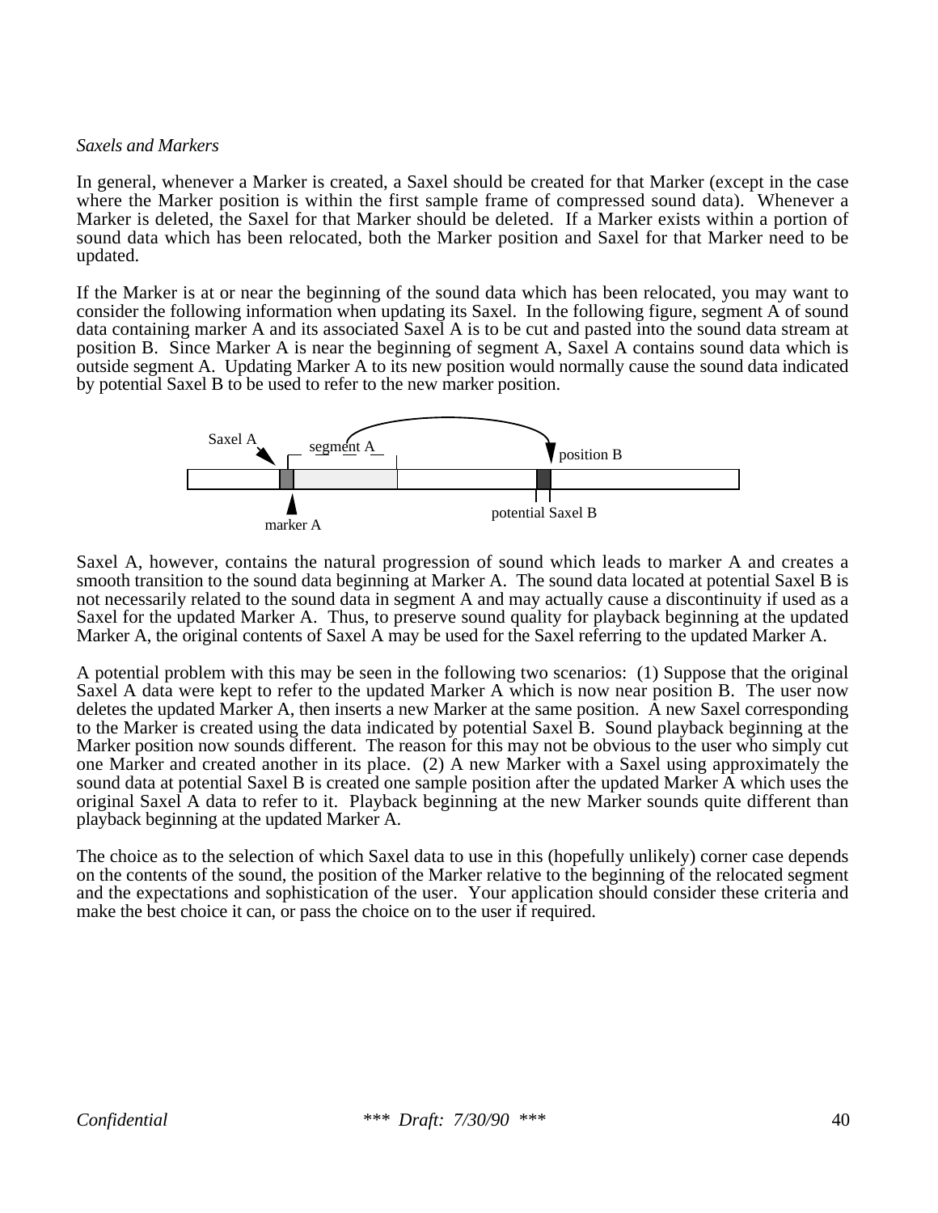*Saxels and Markers*

In general, whenever a Marker is created, a Saxel should be created for that Marker (except in the case where the Marker position is within the first sample frame of compressed sound data). Whenever a Marker is deleted, the Saxel for that Marker should be deleted. If a Marker exists within a portion of sound data which has been relocated, both the Marker position and Saxel for that Marker need to be updated.

If the Marker is at or near the beginning of the sound data which has been relocated, you may want to consider the following information when updating its Saxel. In the following figure, segment A of sound data containing marker A and its associated Saxel A is to be cut and pasted into the sound data stream at position B. Since Marker A is near the beginning of segment A, Saxel A contains sound data which is outside segment A. Updating Marker A to its new position would normally cause the sound data indicated by potential Saxel B to be used to refer to the new marker position.

Saxel A &nbsp;&nbsp; segment A &nbsp;&nbsp; position B

marker A &nbsp;&nbsp; potential Saxel B

Saxel A, however, contains the natural progression of sound which leads to marker A and creates a smooth transition to the sound data beginning at Marker A. The sound data located at potential Saxel B is not necessarily related to the sound data in segment A and may actually cause a discontinuity if used as a Saxel for the updated Marker A. Thus, to preserve sound quality for playback beginning at the updated Marker A, the original contents of Saxel A may be used for the Saxel referring to the updated Marker A.

A potential problem with this may be seen in the following two scenarios: (1) Suppose that the original Saxel A data were kept to refer to the updated Marker A which is now near position B. The user now deletes the updated Marker A, then inserts a new Marker at the same position. A new Saxel corresponding to the Marker is created using the data indicated by potential Saxel B. Sound playback beginning at the Marker position now sounds different. The reason for this may not be obvious to the user who simply cut one Marker and created another in its place. (2) A new Marker with a Saxel using approximately the sound data at potential Saxel B is created one sample position after the updated Marker A which uses the original Saxel A data to refer to it. Playback beginning at the new Marker sounds quite different than playback beginning at the updated Marker A.

The choice as to the selection of which Saxel data to use in this (hopefully unlikely) corner case depends on the contents of the sound, the position of the Marker relative to the beginning of the relocated segment and the expectations and sophistication of the user. Your application should consider these criteria and make the best choice it can, or pass the choice on to the user if required.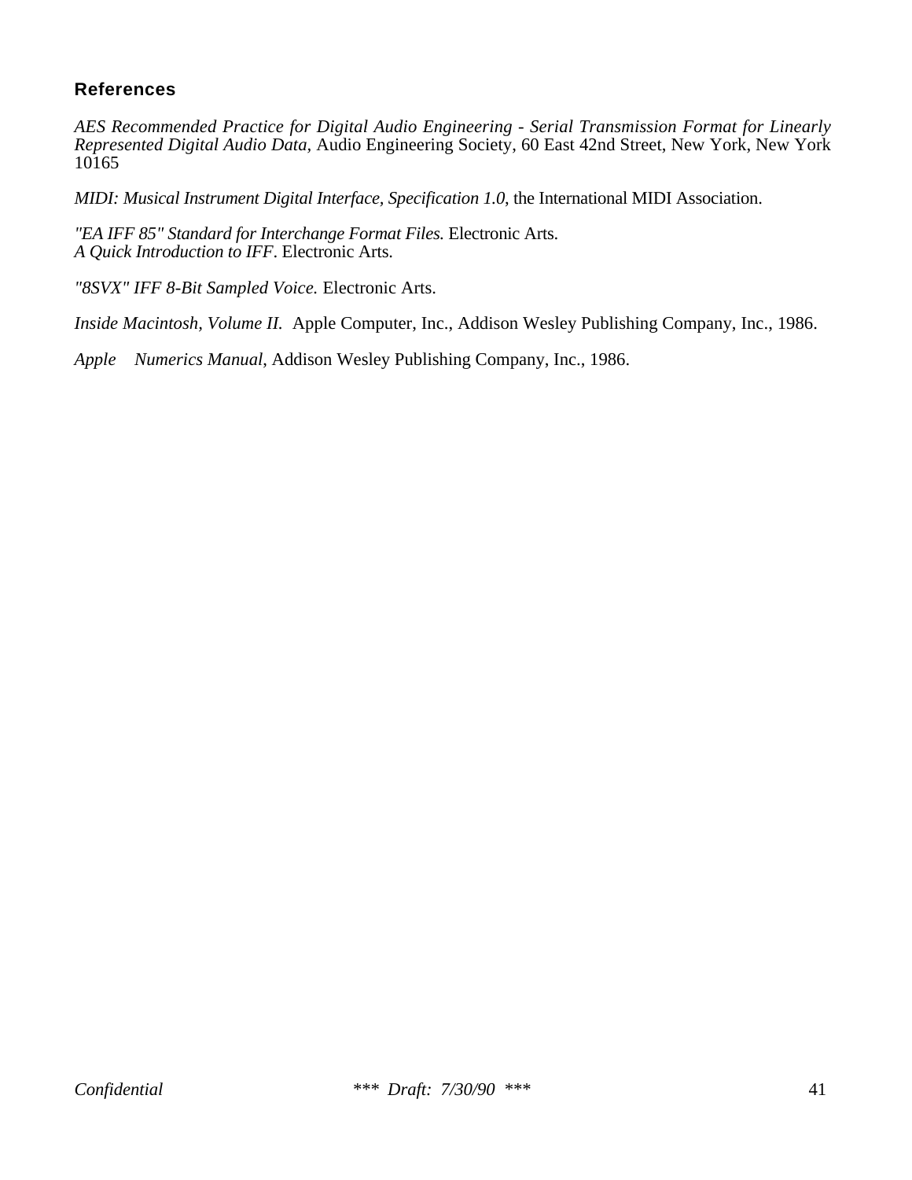## References

*AES Recommended Practice for Digital Audio Engineering - Serial Transmission Format for Linearly Represented Digital Audio Data,* Audio Engineering Society, 60 East 42nd Street, New York, New York 10165

*MIDI: Musical Instrument Digital Interface, Specification 1.0*, the International MIDI Association.

*"EA IFF 85" Standard for Interchange Format Files.* Electronic Arts.
*A Quick Introduction to IFF*. Electronic Arts.

*"8SVX" IFF 8-Bit Sampled Voice.* Electronic Arts.

*Inside Macintosh, Volume II.* Apple Computer, Inc., Addison Wesley Publishing Company, Inc., 1986.

*Apple Numerics Manual*, Addison Wesley Publishing Company, Inc., 1986.